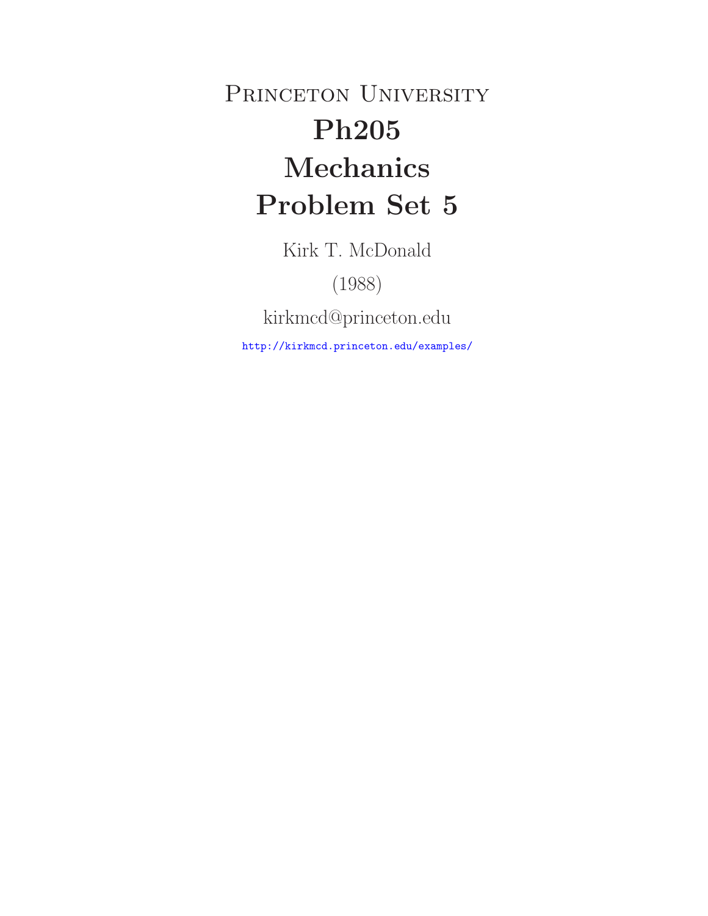# Princeton University

# Ph205

# Mechanics

# Problem Set 5

Kirk T. McDonald

(1988)

kirkmcd@princeton.edu

http://kirkmcd.princeton.edu/examples/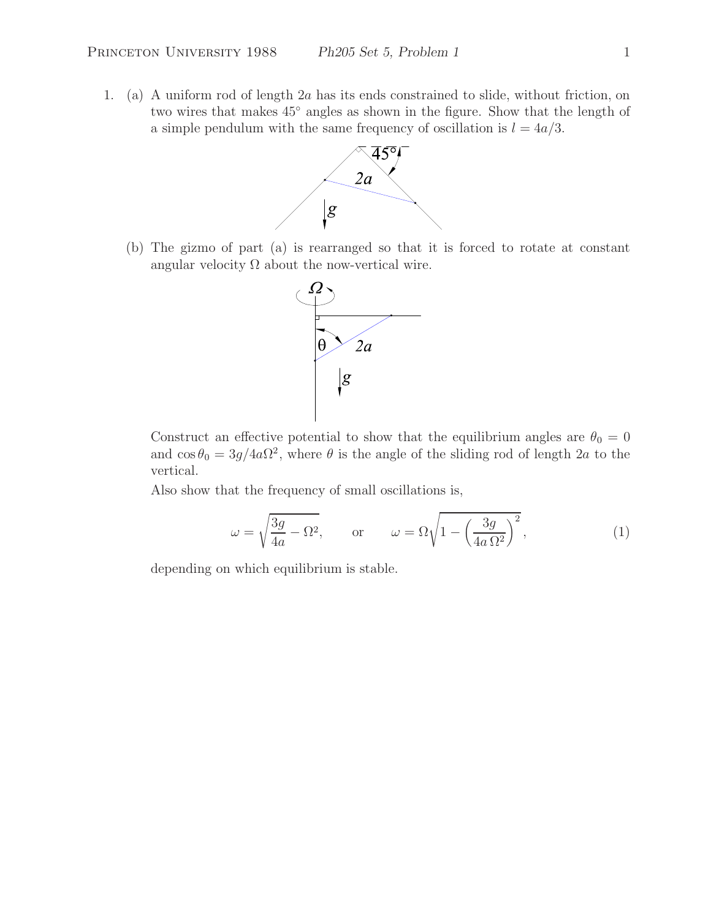1. (a) A uniform rod of length $2a$ has its ends constrained to slide, without friction, on two wires that makes $45°$ angles as shown in the figure. Show that the length of a simple pendulum with the same frequency of oscillation is $l = 4a/3$.

   (b) The gizmo of part (a) is rearranged so that it is forced to rotate at constant angular velocity $\Omega$ about the now-vertical wire.

   Construct an effective potential to show that the equilibrium angles are $\theta_0 = 0$ and $\cos\theta_0 = 3g/4a\Omega^2$, where $\theta$ is the angle of the sliding rod of length $2a$ to the vertical.

   Also show that the frequency of small oscillations is,

$$\omega = \sqrt{\frac{3g}{4a} - \Omega^2}, \qquad \text{or} \qquad \omega = \Omega\sqrt{1 - \left(\frac{3g}{4a\,\Omega^2}\right)^2}, \tag{1}$$

   depending on which equilibrium is stable.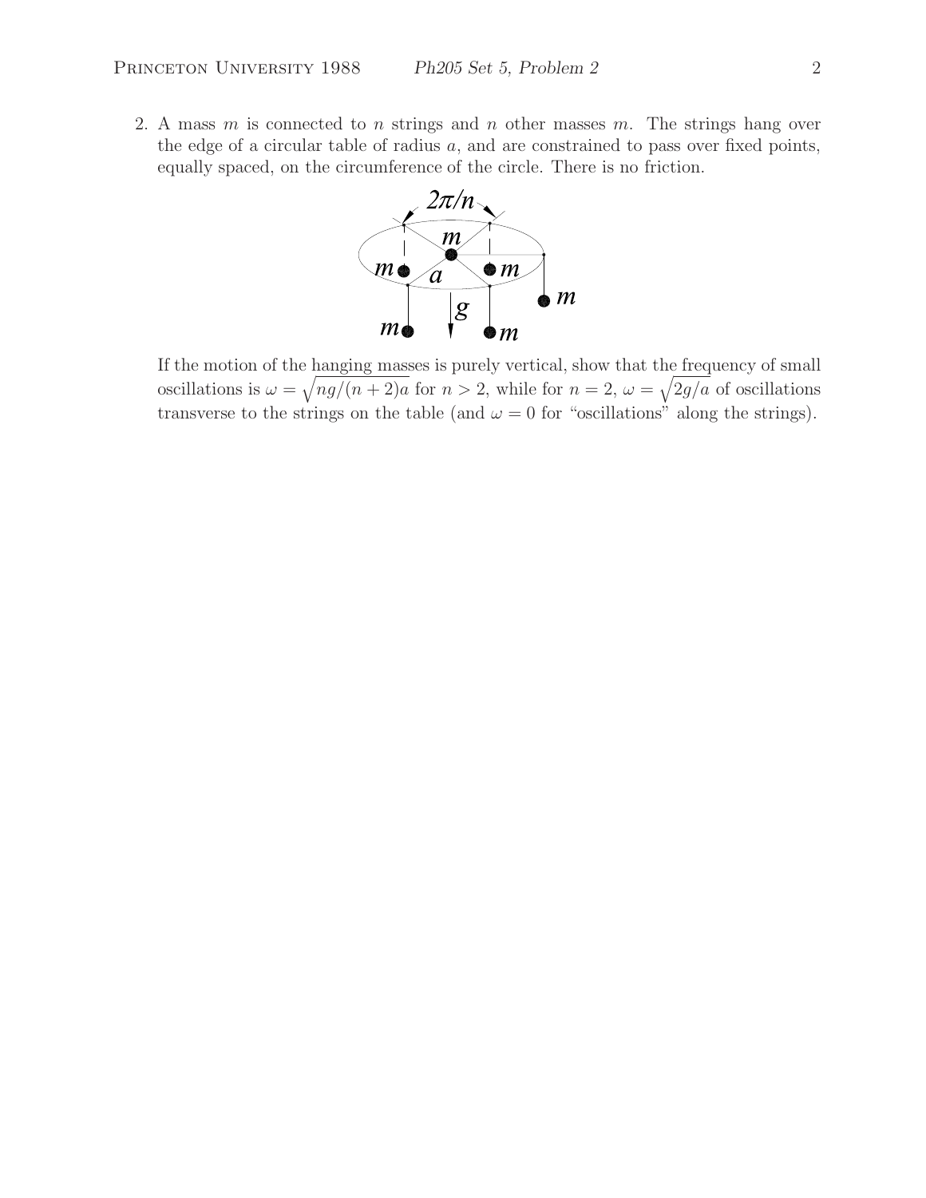2. A mass $m$ is connected to $n$ strings and $n$ other masses $m$. The strings hang over the edge of a circular table of radius $a$, and are constrained to pass over fixed points, equally spaced, on the circumference of the circle. There is no friction.

If the motion of the hanging masses is purely vertical, show that the frequency of small oscillations is $\omega = \sqrt{ng/(n+2)a}$ for $n > 2$, while for $n = 2$, $\omega = \sqrt{2g/a}$ of oscillations transverse to the strings on the table (and $\omega = 0$ for "oscillations" along the strings).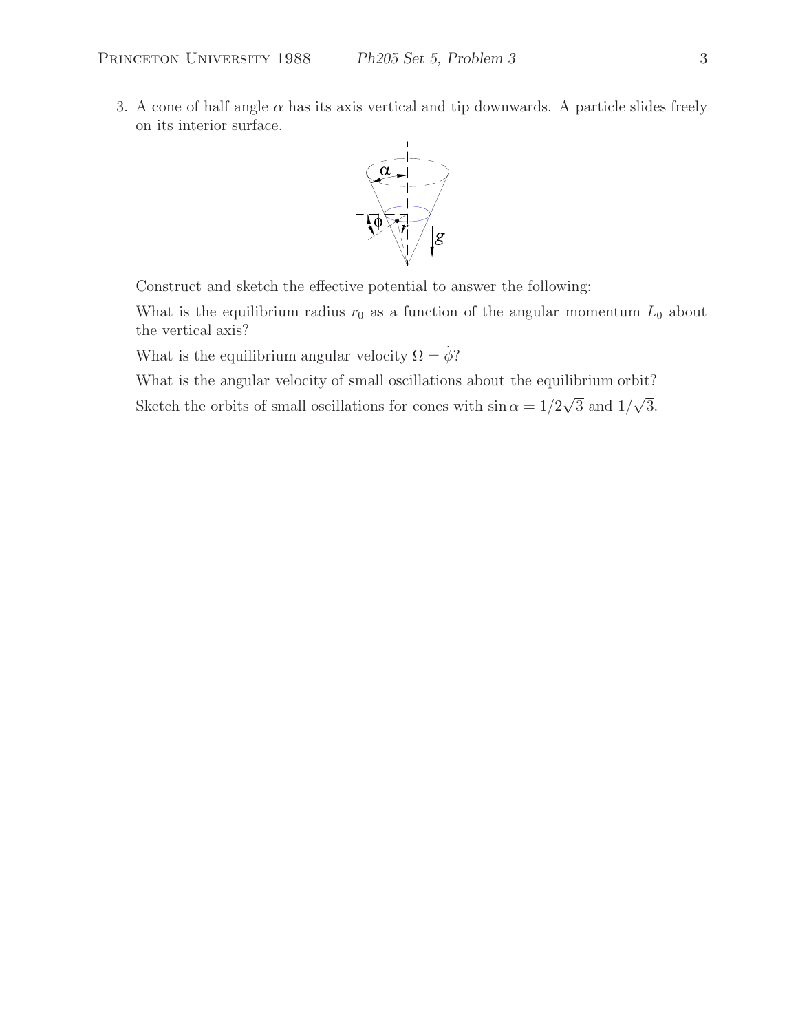3. A cone of half angle $\alpha$ has its axis vertical and tip downwards. A particle slides freely on its interior surface.

Construct and sketch the effective potential to answer the following:

What is the equilibrium radius $r_0$ as a function of the angular momentum $L_0$ about the vertical axis?

What is the equilibrium angular velocity $\Omega = \dot{\phi}$?

What is the angular velocity of small oscillations about the equilibrium orbit?

Sketch the orbits of small oscillations for cones with $\sin\alpha = 1/2\sqrt{3}$ and $1/\sqrt{3}$.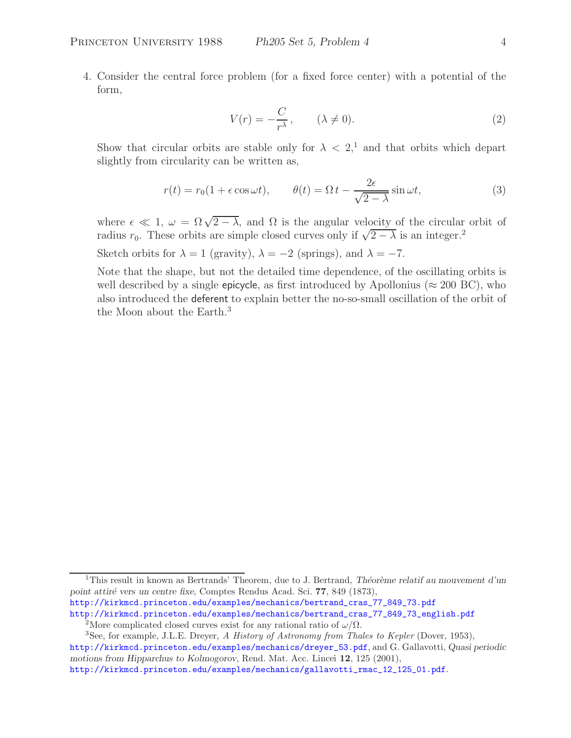4. Consider the central force problem (for a fixed force center) with a potential of the form,

$$V(r) = -\frac{C}{r^\lambda}, \qquad (\lambda \neq 0). \tag{2}$$

Show that circular orbits are stable only for $\lambda < 2$,[1] and that orbits which depart slightly from circularity can be written as,

$$r(t) = r_0(1 + \epsilon \cos \omega t), \qquad \theta(t) = \Omega\, t - \frac{2\epsilon}{\sqrt{2-\lambda}} \sin \omega t, \tag{3}$$

where $\epsilon \ll 1$, $\omega = \Omega\sqrt{2-\lambda}$, and $\Omega$ is the angular velocity of the circular orbit of radius $r_0$. These orbits are simple closed curves only if $\sqrt{2-\lambda}$ is an integer.[2]

Sketch orbits for $\lambda = 1$ (gravity), $\lambda = -2$ (springs), and $\lambda = -7$.

Note that the shape, but not the detailed time dependence, of the oscillating orbits is well described by a single epicycle, as first introduced by Apollonius ($\approx$ 200 BC), who also introduced the deferent to explain better the no-so-small oscillation of the orbit of the Moon about the Earth.[3]

---

[1] This result in known as Bertrands' Theorem, due to J. Bertrand, *Théorème relatif au mouvement d'un point attiré vers un centre fixe*, Comptes Rendus Acad. Sci. **77**, 849 (1873),
http://kirkmcd.princeton.edu/examples/mechanics/bertrand_cras_77_849_73.pdf
http://kirkmcd.princeton.edu/examples/mechanics/bertrand_cras_77_849_73_english.pdf

[2] More complicated closed curves exist for any rational ratio of $\omega/\Omega$.

[3] See, for example, J.L.E. Dreyer, *A History of Astronomy from Thales to Kepler* (Dover, 1953), http://kirkmcd.princeton.edu/examples/mechanics/dreyer_53.pdf, and G. Gallavotti, *Quasi periodic motions from Hipparchus to Kolmogorov*, Rend. Mat. Acc. Lincei **12**, 125 (2001), http://kirkmcd.princeton.edu/examples/mechanics/gallavotti_rmac_12_125_01.pdf.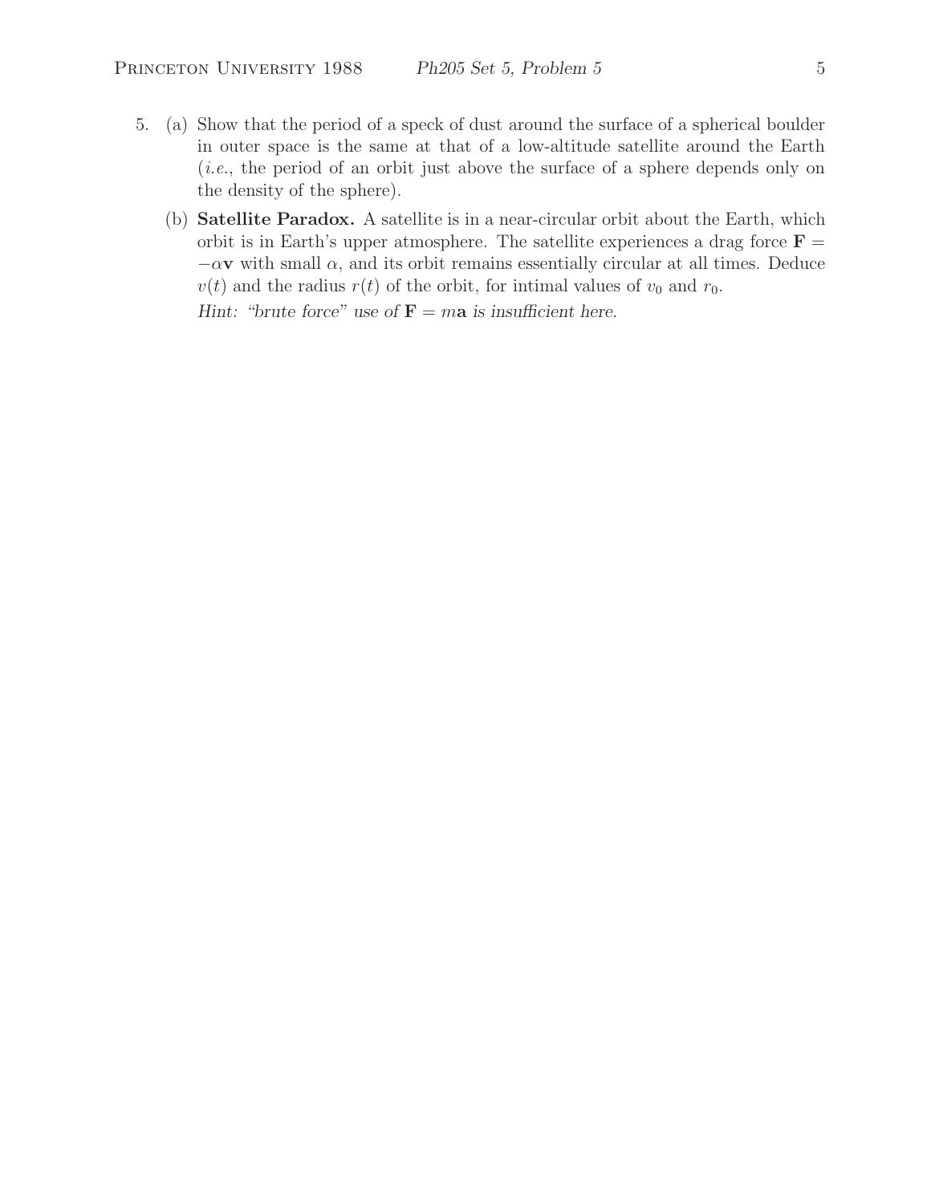5. (a) Show that the period of a speck of dust around the surface of a spherical boulder in outer space is the same at that of a low-altitude satellite around the Earth (*i.e.*, the period of an orbit just above the surface of a sphere depends only on the density of the sphere).

   (b) **Satellite Paradox.** A satellite is in a near-circular orbit about the Earth, which orbit is in Earth's upper atmosphere. The satellite experiences a drag force $\mathbf{F} = -\alpha \mathbf{v}$ with small $\alpha$, and its orbit remains essentially circular at all times. Deduce $v(t)$ and the radius $r(t)$ of the orbit, for intimal values of $v_0$ and $r_0$.

   *Hint: "brute force" use of* $\mathbf{F} = m\mathbf{a}$ *is insufficient here.*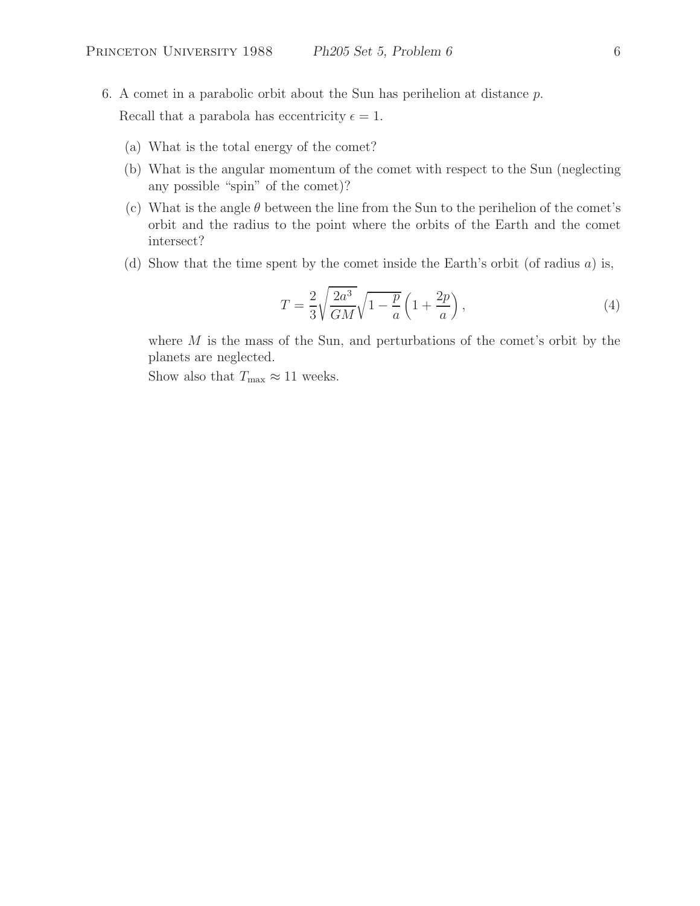6. A comet in a parabolic orbit about the Sun has perihelion at distance $p$.

   Recall that a parabola has eccentricity $\epsilon = 1$.

   (a) What is the total energy of the comet?

   (b) What is the angular momentum of the comet with respect to the Sun (neglecting any possible "spin" of the comet)?

   (c) What is the angle $\theta$ between the line from the Sun to the perihelion of the comet's orbit and the radius to the point where the orbits of the Earth and the comet intersect?

   (d) Show that the time spent by the comet inside the Earth's orbit (of radius $a$) is,

   $$T = \frac{2}{3}\sqrt{\frac{2a^3}{GM}}\sqrt{1 - \frac{p}{a}}\left(1 + \frac{2p}{a}\right), \tag{4}$$

   where $M$ is the mass of the Sun, and perturbations of the comet's orbit by the planets are neglected.

   Show also that $T_{\max} \approx 11$ weeks.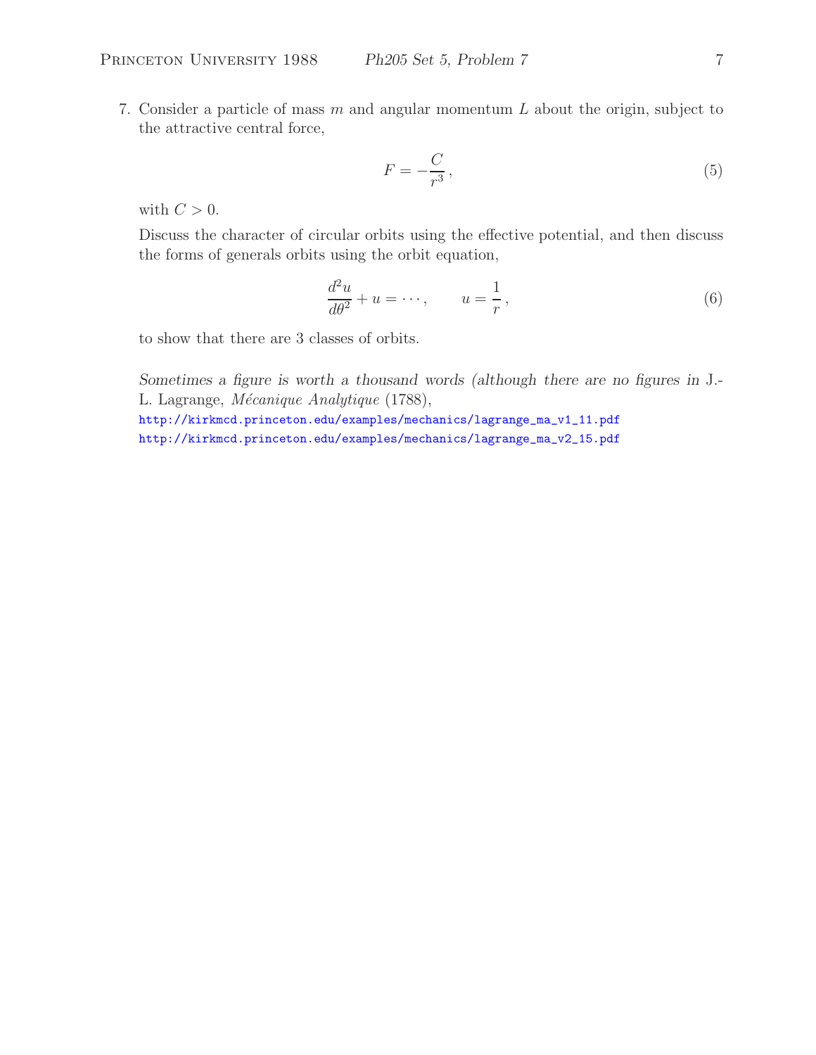7. Consider a particle of mass $m$ and angular momentum $L$ about the origin, subject to the attractive central force,

$$F = -\frac{C}{r^3}, \tag{5}$$

with $C > 0$.

Discuss the character of circular orbits using the effective potential, and then discuss the forms of generals orbits using the orbit equation,

$$\frac{d^2u}{d\theta^2} + u = \cdots, \qquad u = \frac{1}{r}, \tag{6}$$

to show that there are 3 classes of orbits.

*Sometimes a figure is worth a thousand words (although there are no figures in* J.-L. Lagrange, *Mécanique Analytique* (1788),

http://kirkmcd.princeton.edu/examples/mechanics/lagrange_ma_v1_11.pdf
http://kirkmcd.princeton.edu/examples/mechanics/lagrange_ma_v2_15.pdf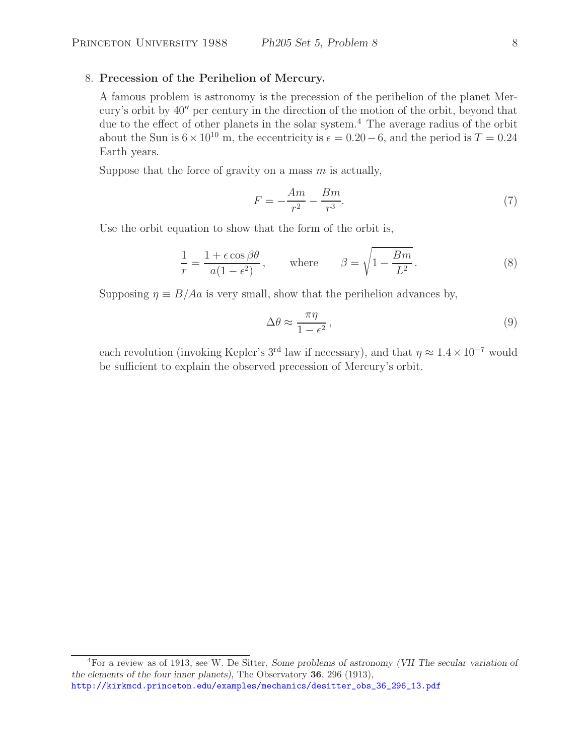8. **Precession of the Perihelion of Mercury.**

A famous problem is astronomy is the precession of the perihelion of the planet Mercury's orbit by 40″ per century in the direction of the motion of the orbit, beyond that due to the effect of other planets in the solar system.[4] The average radius of the orbit about the Sun is $6 \times 10^{10}$ m, the eccentricity is $\epsilon = 0.20 - 6$, and the period is $T = 0.24$ Earth years.

Suppose that the force of gravity on a mass $m$ is actually,

$$F = -\frac{Am}{r^2} - \frac{Bm}{r^3}. \tag{7}$$

Use the orbit equation to show that the form of the orbit is,

$$\frac{1}{r} = \frac{1 + \epsilon \cos \beta\theta}{a(1 - \epsilon^2)}, \qquad \text{where} \qquad \beta = \sqrt{1 - \frac{Bm}{L^2}}. \tag{8}$$

Supposing $\eta \equiv B/Aa$ is very small, show that the perihelion advances by,

$$\Delta\theta \approx \frac{\pi\eta}{1 - \epsilon^2}, \tag{9}$$

each revolution (invoking Kepler's 3rd law if necessary), and that $\eta \approx 1.4 \times 10^{-7}$ would be sufficient to explain the observed precession of Mercury's orbit.

---

[4] For a review as of 1913, see W. De Sitter, *Some problems of astronomy (VII The secular variation of the elements of the four inner planets)*, The Observatory **36**, 296 (1913), http://kirkmcd.princeton.edu/examples/mechanics/desitter_obs_36_296_13.pdf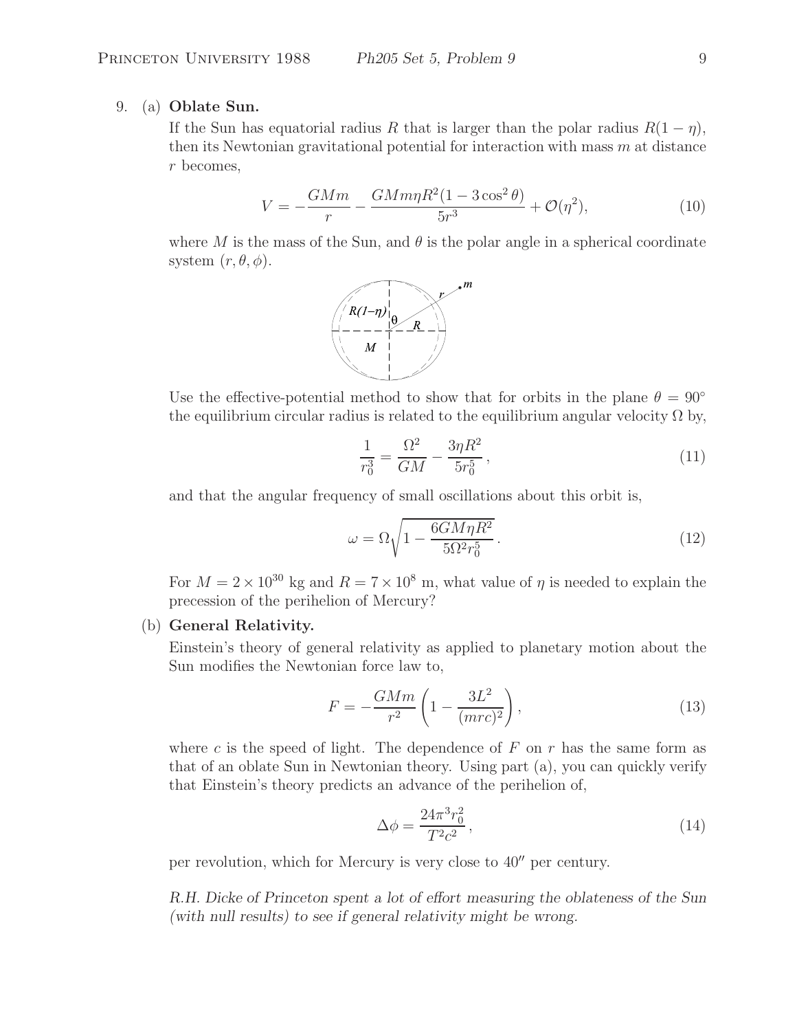9. (a) **Oblate Sun.**

If the Sun has equatorial radius $R$ that is larger than the polar radius $R(1-\eta)$, then its Newtonian gravitational potential for interaction with mass $m$ at distance $r$ becomes,

$$V = -\frac{GMm}{r} - \frac{GMm\eta R^2(1-3\cos^2\theta)}{5r^3} + \mathcal{O}(\eta^2), \tag{10}$$

where $M$ is the mass of the Sun, and $\theta$ is the polar angle in a spherical coordinate system $(r, \theta, \phi)$.

Use the effective-potential method to show that for orbits in the plane $\theta = 90^\circ$ the equilibrium circular radius is related to the equilibrium angular velocity $\Omega$ by,

$$\frac{1}{r_0^3} = \frac{\Omega^2}{GM} - \frac{3\eta R^2}{5r_0^5}, \tag{11}$$

and that the angular frequency of small oscillations about this orbit is,

$$\omega = \Omega\sqrt{1 - \frac{6GM\eta R^2}{5\Omega^2 r_0^5}}. \tag{12}$$

For $M = 2\times 10^{30}$ kg and $R = 7\times 10^8$ m, what value of $\eta$ is needed to explain the precession of the perihelion of Mercury?

(b) **General Relativity.**

Einstein's theory of general relativity as applied to planetary motion about the Sun modifies the Newtonian force law to,

$$F = -\frac{GMm}{r^2}\left(1 - \frac{3L^2}{(mrc)^2}\right), \tag{13}$$

where $c$ is the speed of light. The dependence of $F$ on $r$ has the same form as that of an oblate Sun in Newtonian theory. Using part (a), you can quickly verify that Einstein's theory predicts an advance of the perihelion of,

$$\Delta\phi = \frac{24\pi^3 r_0^2}{T^2c^2}, \tag{14}$$

per revolution, which for Mercury is very close to $40''$ per century.

*R.H. Dicke of Princeton spent a lot of effort measuring the oblateness of the Sun (with null results) to see if general relativity might be wrong.*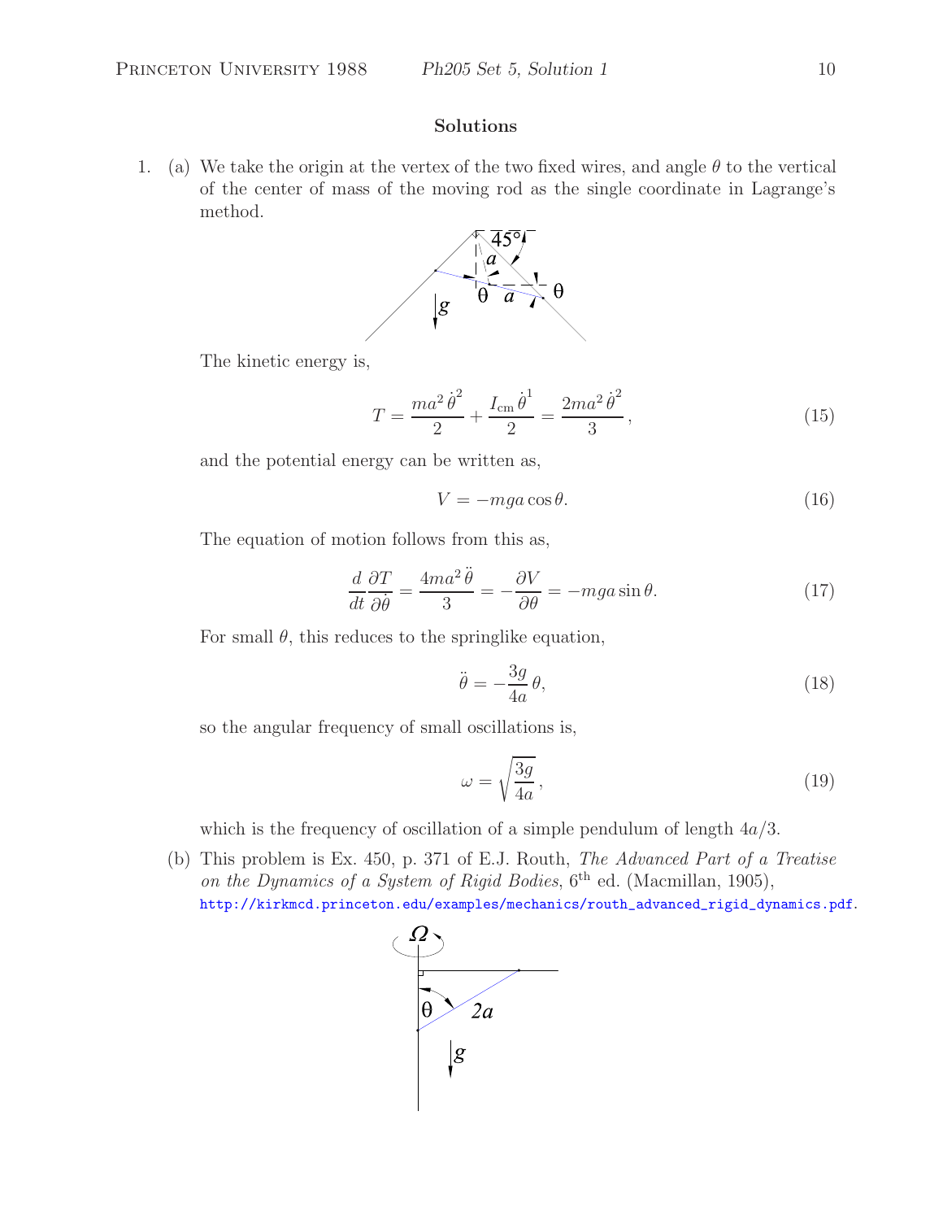## Solutions

1. (a) We take the origin at the vertex of the two fixed wires, and angle $\theta$ to the vertical of the center of mass of the moving rod as the single coordinate in Lagrange's method.

The kinetic energy is,

$$T = \frac{ma^2\,\dot{\theta}^2}{2} + \frac{I_{\rm cm}\,\dot{\theta}^1}{2} = \frac{2ma^2\,\dot{\theta}^2}{3}, \tag{15}$$

and the potential energy can be written as,

$$V = -mga\cos\theta. \tag{16}$$

The equation of motion follows from this as,

$$\frac{d}{dt}\frac{\partial T}{\partial\dot{\theta}} = \frac{4ma^2\,\ddot{\theta}}{3} = -\frac{\partial V}{\partial\theta} = -mga\sin\theta. \tag{17}$$

For small $\theta$, this reduces to the springlike equation,

$$\ddot{\theta} = -\frac{3g}{4a}\,\theta, \tag{18}$$

so the angular frequency of small oscillations is,

$$\omega = \sqrt{\frac{3g}{4a}}\,, \tag{19}$$

which is the frequency of oscillation of a simple pendulum of length $4a/3$.

(b) This problem is Ex. 450, p. 371 of E.J. Routh, *The Advanced Part of a Treatise on the Dynamics of a System of Rigid Bodies*, 6th ed. (Macmillan, 1905), http://kirkmcd.princeton.edu/examples/mechanics/routh_advanced_rigid_dynamics.pdf.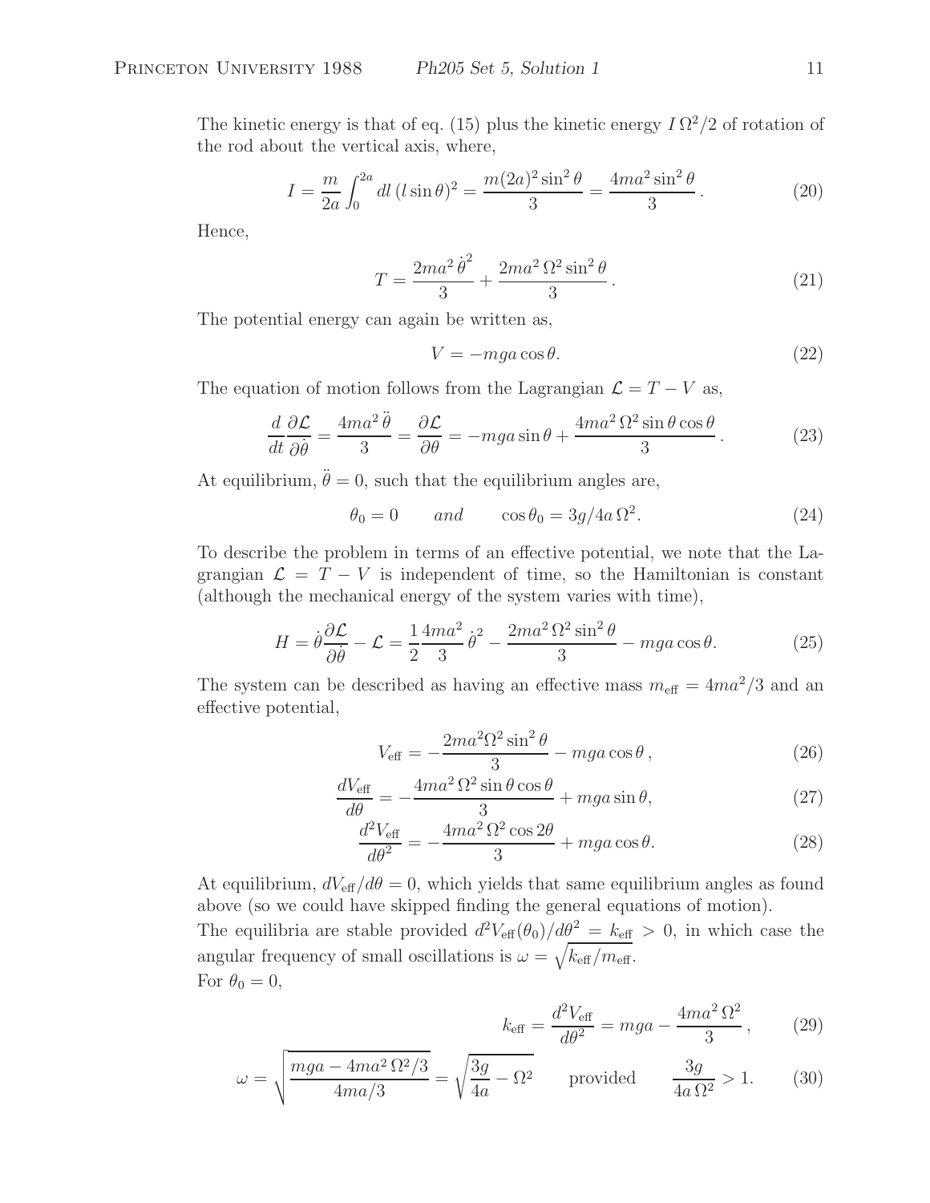The kinetic energy is that of eq. (15) plus the kinetic energy $I\,\Omega^2/2$ of rotation of the rod about the vertical axis, where,

$$I = \frac{m}{2a}\int_0^{2a} dl\,(l\sin\theta)^2 = \frac{m(2a)^2\sin^2\theta}{3} = \frac{4ma^2\sin^2\theta}{3}\,. \tag{20}$$

Hence,

$$T = \frac{2ma^2\,\dot{\theta}^2}{3} + \frac{2ma^2\,\Omega^2\sin^2\theta}{3}\,. \tag{21}$$

The potential energy can again be written as,

$$V = -mga\cos\theta. \tag{22}$$

The equation of motion follows from the Lagrangian $\mathcal{L} = T - V$ as,

$$\frac{d}{dt}\frac{\partial\mathcal{L}}{\partial\dot{\theta}} = \frac{4ma^2\,\ddot{\theta}}{3} = \frac{\partial\mathcal{L}}{\partial\theta} = -mga\sin\theta + \frac{4ma^2\,\Omega^2\sin\theta\cos\theta}{3}\,. \tag{23}$$

At equilibrium, $\ddot{\theta} = 0$, such that the equilibrium angles are,

$$\theta_0 = 0 \qquad and \qquad \cos\theta_0 = 3g/4a\,\Omega^2. \tag{24}$$

To describe the problem in terms of an effective potential, we note that the Lagrangian $\mathcal{L} = T - V$ is independent of time, so the Hamiltonian is constant (although the mechanical energy of the system varies with time),

$$H = \dot{\theta}\frac{\partial\mathcal{L}}{\partial\dot{\theta}} - \mathcal{L} = \frac{1}{2}\frac{4ma^2}{3}\,\dot{\theta}^2 - \frac{2ma^2\,\Omega^2\sin^2\theta}{3} - mga\cos\theta. \tag{25}$$

The system can be described as having an effective mass $m_{\rm eff} = 4ma^2/3$ and an effective potential,

$$V_{\rm eff} = -\frac{2ma^2\Omega^2\sin^2\theta}{3} - mga\cos\theta\,, \tag{26}$$

$$\frac{dV_{\rm eff}}{d\theta} = -\frac{4ma^2\,\Omega^2\sin\theta\cos\theta}{3} + mga\sin\theta, \tag{27}$$

$$\frac{d^2V_{\rm eff}}{d\theta^2} = -\frac{4ma^2\,\Omega^2\cos 2\theta}{3} + mga\cos\theta. \tag{28}$$

At equilibrium, $dV_{\rm eff}/d\theta = 0$, which yields that same equilibrium angles as found above (so we could have skipped finding the general equations of motion).

The equilibria are stable provided $d^2V_{\rm eff}(\theta_0)/d\theta^2 = k_{\rm eff} > 0$, in which case the angular frequency of small oscillations is $\omega = \sqrt{k_{\rm eff}/m_{\rm eff}}$.

For $\theta_0 = 0$,

$$k_{\rm eff} = \frac{d^2V_{\rm eff}}{d\theta^2} = mga - \frac{4ma^2\,\Omega^2}{3}\,, \tag{29}$$

$$\omega = \sqrt{\frac{mga - 4ma^2\,\Omega^2/3}{4ma/3}} = \sqrt{\frac{3g}{4a} - \Omega^2} \qquad \text{provided} \qquad \frac{3g}{4a\,\Omega^2} > 1. \tag{30}$$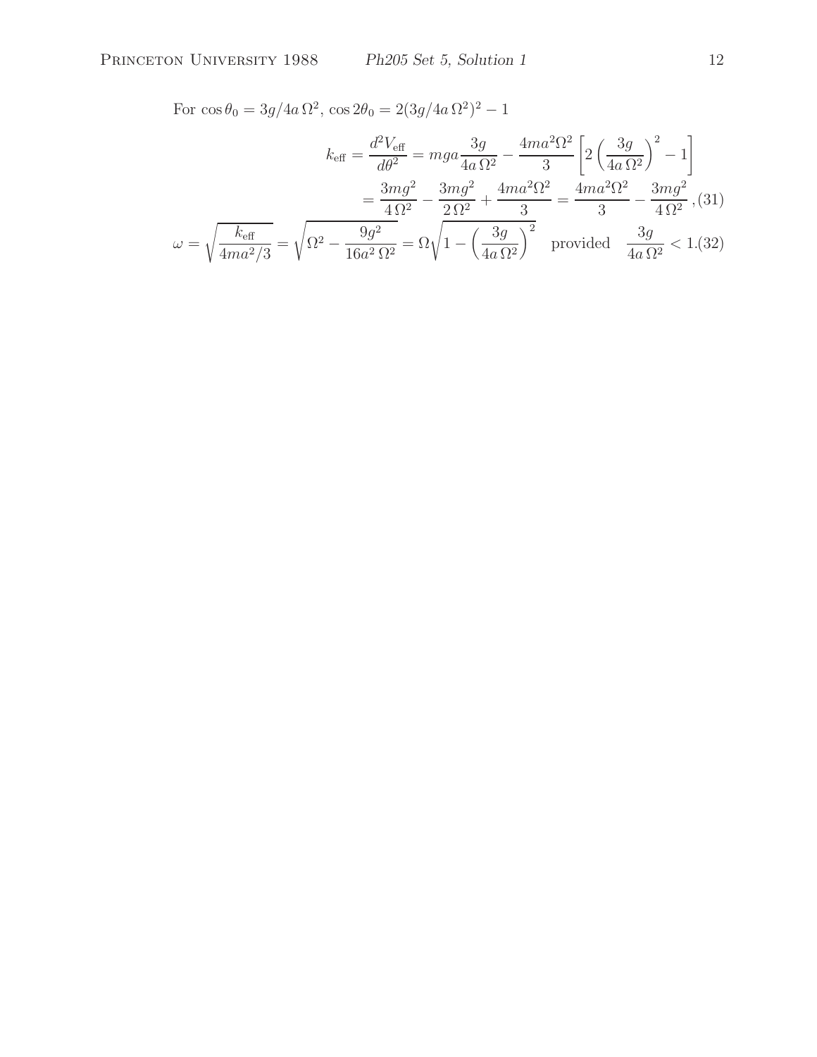For $\cos\theta_0 = 3g/4a\,\Omega^2$, $\cos 2\theta_0 = 2(3g/4a\,\Omega^2)^2 - 1$

$$
\begin{aligned}
k_{\text{eff}} = \frac{d^2 V_{\text{eff}}}{d\theta^2} &= mga\frac{3g}{4a\,\Omega^2} - \frac{4ma^2\Omega^2}{3}\left[2\left(\frac{3g}{4a\,\Omega^2}\right)^2 - 1\right] \\
&= \frac{3mg^2}{4\,\Omega^2} - \frac{3mg^2}{2\,\Omega^2} + \frac{4ma^2\Omega^2}{3} = \frac{4ma^2\Omega^2}{3} - \frac{3mg^2}{4\,\Omega^2}\,, \quad (31)
\end{aligned}
$$

$$
\omega = \sqrt{\frac{k_{\text{eff}}}{4ma^2/3}} = \sqrt{\Omega^2 - \frac{9g^2}{16a^2\,\Omega^2}} = \Omega\sqrt{1 - \left(\frac{3g}{4a\,\Omega^2}\right)^2} \quad \text{provided} \quad \frac{3g}{4a\,\Omega^2} < 1. \quad (32)
$$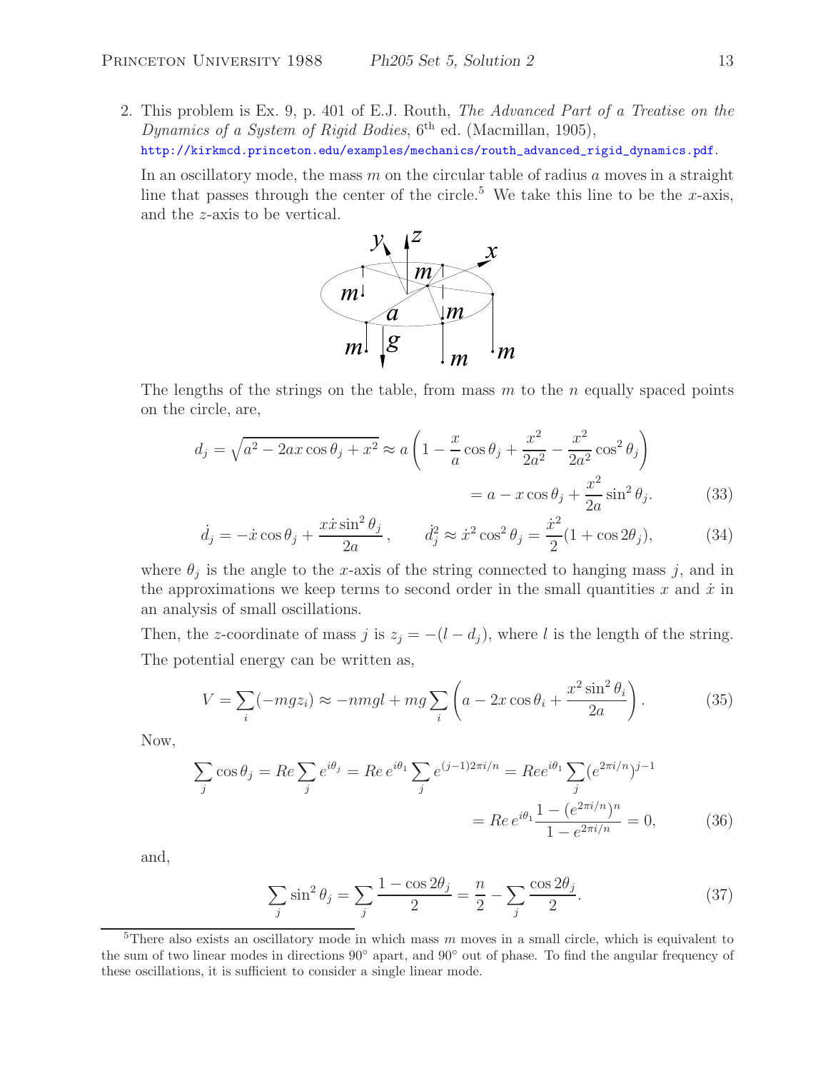2. This problem is Ex. 9, p. 401 of E.J. Routh, *The Advanced Part of a Treatise on the Dynamics of a System of Rigid Bodies*, 6th ed. (Macmillan, 1905), http://kirkmcd.princeton.edu/examples/mechanics/routh_advanced_rigid_dynamics.pdf.

   In an oscillatory mode, the mass $m$ on the circular table of radius $a$ moves in a straight line that passes through the center of the circle.[5] We take this line to be the $x$-axis, and the $z$-axis to be vertical.

   The lengths of the strings on the table, from mass $m$ to the $n$ equally spaced points on the circle, are,

$$d_j = \sqrt{a^2 - 2ax\cos\theta_j + x^2} \approx a\left(1 - \frac{x}{a}\cos\theta_j + \frac{x^2}{2a^2} - \frac{x^2}{2a^2}\cos^2\theta_j\right)$$
$$= a - x\cos\theta_j + \frac{x^2}{2a}\sin^2\theta_j. \qquad (33)$$

$$\dot{d}_j = -\dot{x}\cos\theta_j + \frac{x\dot{x}\sin^2\theta_j}{2a}, \qquad \dot{d}_j^2 \approx \dot{x}^2\cos^2\theta_j = \frac{\dot{x}^2}{2}(1 + \cos 2\theta_j), \qquad (34)$$

   where $\theta_j$ is the angle to the $x$-axis of the string connected to hanging mass $j$, and in the approximations we keep terms to second order in the small quantities $x$ and $\dot{x}$ in an analysis of small oscillations.

   Then, the $z$-coordinate of mass $j$ is $z_j = -(l - d_j)$, where $l$ is the length of the string. The potential energy can be written as,

$$V = \sum_i(-mgz_i) \approx -nmgl + mg\sum_i\left(a - 2x\cos\theta_i + \frac{x^2\sin^2\theta_i}{2a}\right). \qquad (35)$$

   Now,

$$\sum_j \cos\theta_j = Re\sum_j e^{i\theta_j} = Re\, e^{i\theta_1}\sum_j e^{(j-1)2\pi i/n} = Re e^{i\theta_1}\sum_j (e^{2\pi i/n})^{j-1}$$
$$= Re\, e^{i\theta_1}\frac{1 - (e^{2\pi i/n})^n}{1 - e^{2\pi i/n}} = 0, \qquad (36)$$

   and,

$$\sum_j \sin^2\theta_j = \sum_j \frac{1 - \cos 2\theta_j}{2} = \frac{n}{2} - \sum_j \frac{\cos 2\theta_j}{2}. \qquad (37)$$

---

[5] There also exists an oscillatory mode in which mass $m$ moves in a small circle, which is equivalent to the sum of two linear modes in directions 90° apart, and 90° out of phase. To find the angular frequency of these oscillations, it is sufficient to consider a single linear mode.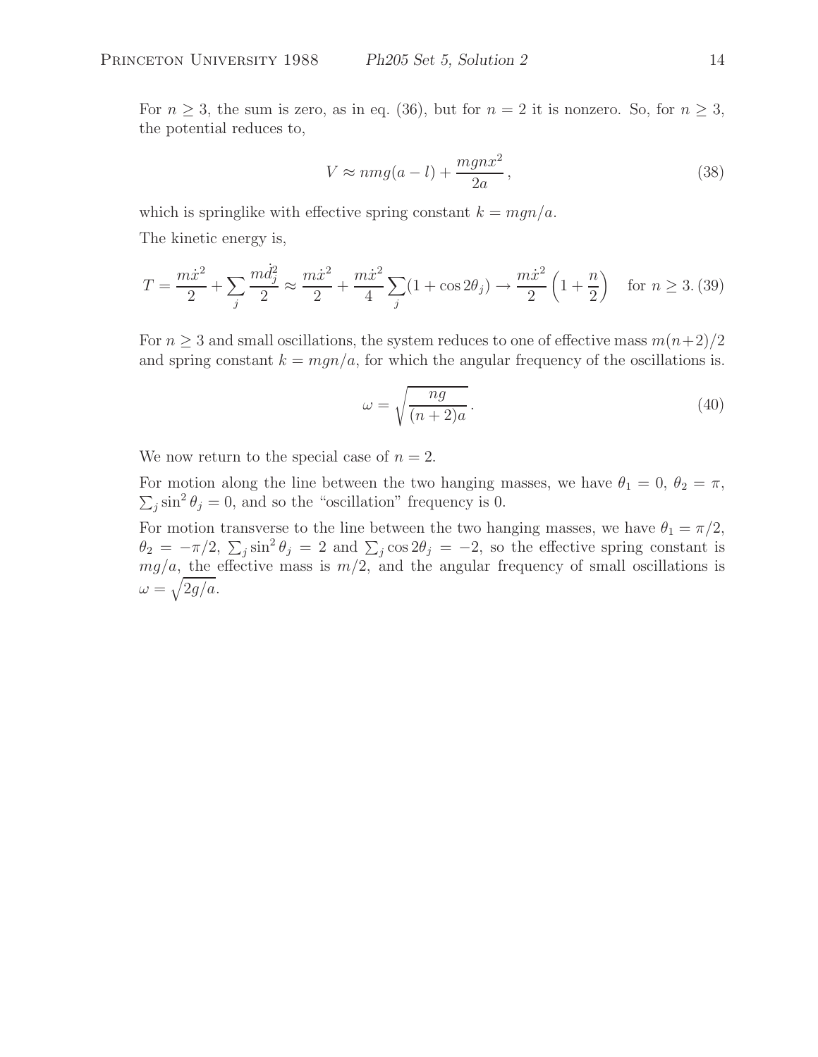For $n \geq 3$, the sum is zero, as in eq. (36), but for $n = 2$ it is nonzero. So, for $n \geq 3$, the potential reduces to,

$$V \approx nmg(a - l) + \frac{mgnx^2}{2a}, \tag{38}$$

which is springlike with effective spring constant $k = mgn/a$.

The kinetic energy is,

$$T = \frac{m\dot{x}^2}{2} + \sum_j \frac{m\dot{d}_j^2}{2} \approx \frac{m\dot{x}^2}{2} + \frac{m\dot{x}^2}{4}\sum_j (1 + \cos 2\theta_j) \to \frac{m\dot{x}^2}{2}\left(1 + \frac{n}{2}\right) \quad \text{for } n \geq 3. \tag{39}$$

For $n \geq 3$ and small oscillations, the system reduces to one of effective mass $m(n+2)/2$ and spring constant $k = mgn/a$, for which the angular frequency of the oscillations is.

$$\omega = \sqrt{\frac{ng}{(n+2)a}}. \tag{40}$$

We now return to the special case of $n = 2$.

For motion along the line between the two hanging masses, we have $\theta_1 = 0$, $\theta_2 = \pi$, $\sum_j \sin^2 \theta_j = 0$, and so the "oscillation" frequency is 0.

For motion transverse to the line between the two hanging masses, we have $\theta_1 = \pi/2$, $\theta_2 = -\pi/2$, $\sum_j \sin^2 \theta_j = 2$ and $\sum_j \cos 2\theta_j = -2$, so the effective spring constant is $mg/a$, the effective mass is $m/2$, and the angular frequency of small oscillations is $\omega = \sqrt{2g/a}$.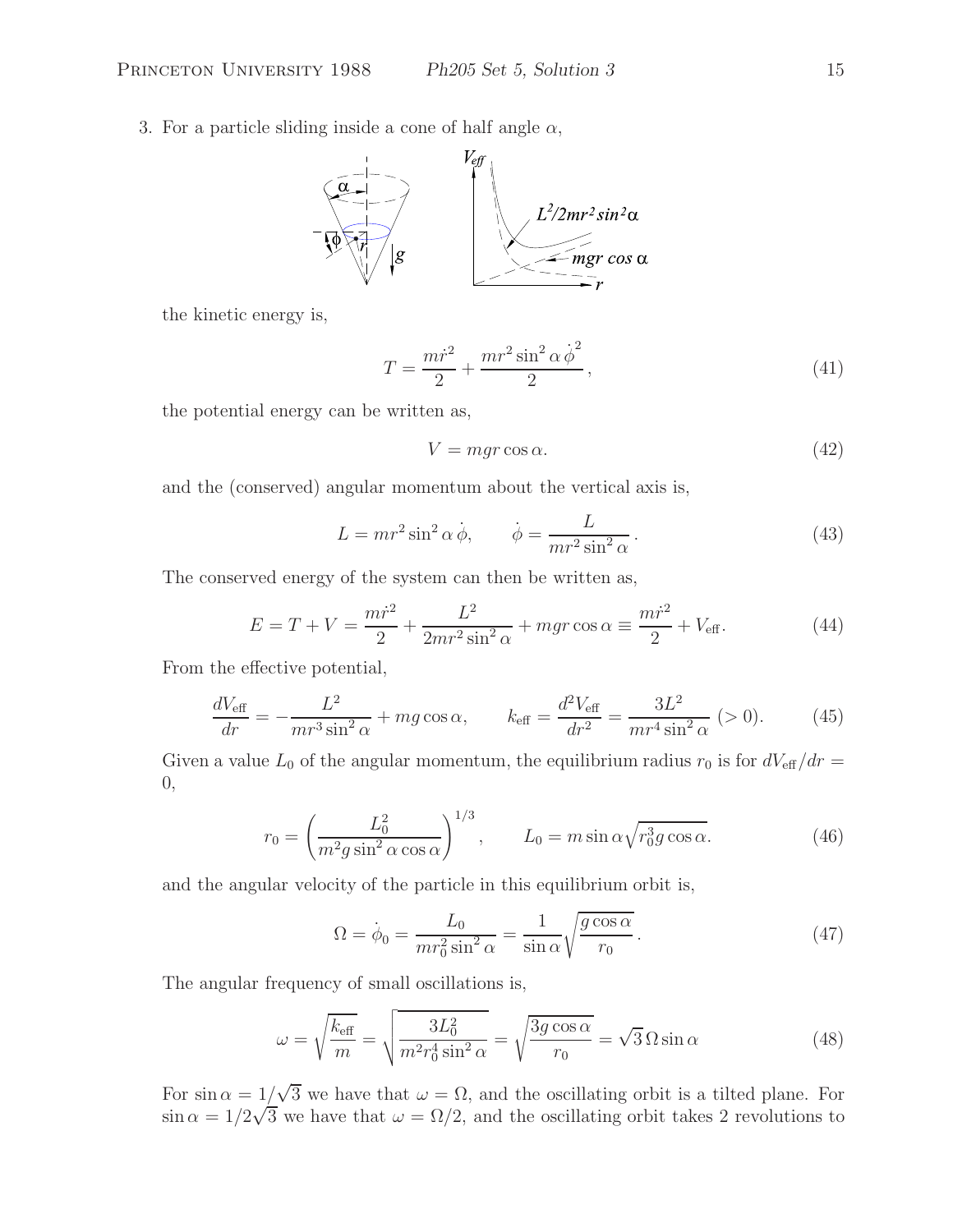3. For a particle sliding inside a cone of half angle $\alpha$,

the kinetic energy is,

$$T = \frac{m\dot{r}^2}{2} + \frac{mr^2 \sin^2\alpha\, \dot{\phi}^2}{2}, \tag{41}$$

the potential energy can be written as,

$$V = mgr\cos\alpha. \tag{42}$$

and the (conserved) angular momentum about the vertical axis is,

$$L = mr^2 \sin^2\alpha\, \dot{\phi}, \qquad \dot{\phi} = \frac{L}{mr^2 \sin^2\alpha}. \tag{43}$$

The conserved energy of the system can then be written as,

$$E = T + V = \frac{m\dot{r}^2}{2} + \frac{L^2}{2mr^2\sin^2\alpha} + mgr\cos\alpha \equiv \frac{m\dot{r}^2}{2} + V_{\text{eff}}. \tag{44}$$

From the effective potential,

$$\frac{dV_{\text{eff}}}{dr} = -\frac{L^2}{mr^3\sin^2\alpha} + mg\cos\alpha, \qquad k_{\text{eff}} = \frac{d^2V_{\text{eff}}}{dr^2} = \frac{3L^2}{mr^4\sin^2\alpha}\ (>0). \tag{45}$$

Given a value $L_0$ of the angular momentum, the equilibrium radius $r_0$ is for $dV_{\text{eff}}/dr = 0$,

$$r_0 = \left(\frac{L_0^2}{m^2 g \sin^2\alpha \cos\alpha}\right)^{1/3}, \qquad L_0 = m\sin\alpha\sqrt{r_0^3 g\cos\alpha}. \tag{46}$$

and the angular velocity of the particle in this equilibrium orbit is,

$$\Omega = \dot{\phi}_0 = \frac{L_0}{mr_0^2\sin^2\alpha} = \frac{1}{\sin\alpha}\sqrt{\frac{g\cos\alpha}{r_0}}. \tag{47}$$

The angular frequency of small oscillations is,

$$\omega = \sqrt{\frac{k_{\text{eff}}}{m}} = \sqrt{\frac{3L_0^2}{m^2r_0^4\sin^2\alpha}} = \sqrt{\frac{3g\cos\alpha}{r_0}} = \sqrt{3}\,\Omega\sin\alpha \tag{48}$$

For $\sin\alpha = 1/\sqrt{3}$ we have that $\omega = \Omega$, and the oscillating orbit is a tilted plane. For $\sin\alpha = 1/2\sqrt{3}$ we have that $\omega = \Omega/2$, and the oscillating orbit takes 2 revolutions to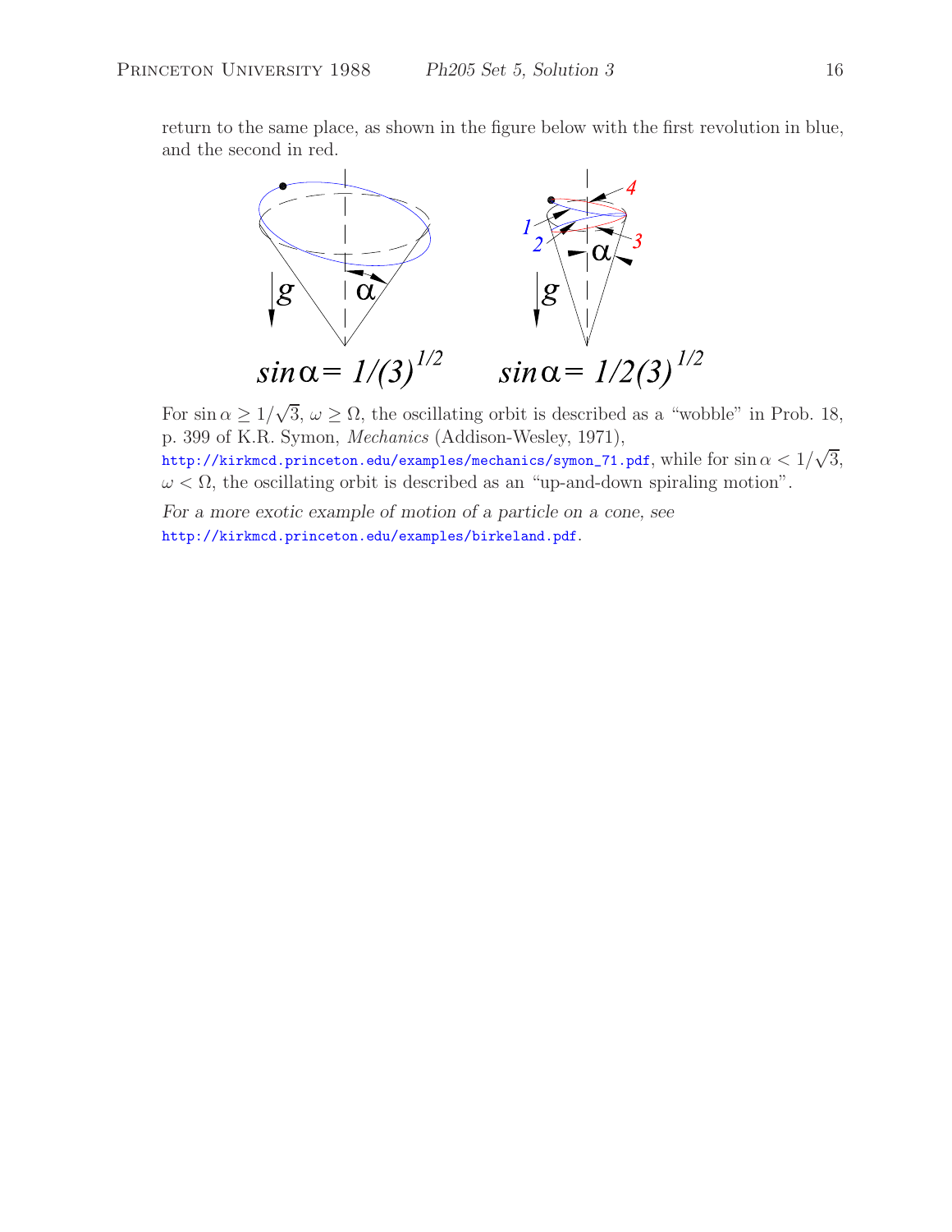return to the same place, as shown in the figure below with the first revolution in blue, and the second in red.

$\sin\alpha = 1/(3)^{1/2}$ $\qquad$ $\sin\alpha = 1/2(3)^{1/2}$

For $\sin\alpha \geq 1/\sqrt{3}$, $\omega \geq \Omega$, the oscillating orbit is described as a "wobble" in Prob. 18, p. 399 of K.R. Symon, *Mechanics* (Addison-Wesley, 1971), http://kirkmcd.princeton.edu/examples/mechanics/symon_71.pdf, while for $\sin\alpha < 1/\sqrt{3}$, $\omega < \Omega$, the oscillating orbit is described as an "up-and-down spiraling motion".

*For a more exotic example of motion of a particle on a cone, see* http://kirkmcd.princeton.edu/examples/birkeland.pdf.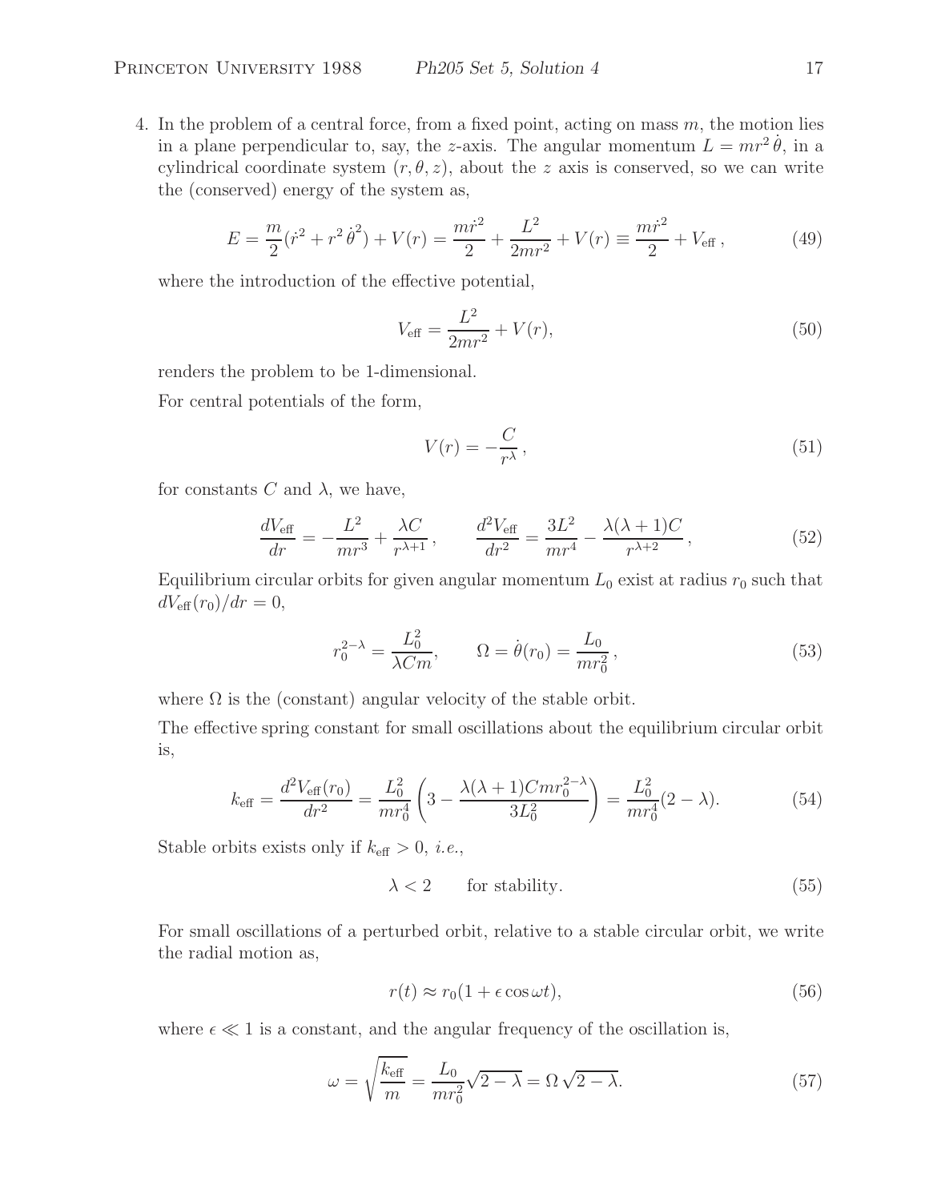4. In the problem of a central force, from a fixed point, acting on mass $m$, the motion lies in a plane perpendicular to, say, the $z$-axis. The angular momentum $L = mr^2\dot{\theta}$, in a cylindrical coordinate system $(r, \theta, z)$, about the $z$ axis is conserved, so we can write the (conserved) energy of the system as,

$$E = \frac{m}{2}(\dot{r}^2 + r^2\,\dot{\theta}^2) + V(r) = \frac{m\dot{r}^2}{2} + \frac{L^2}{2mr^2} + V(r) \equiv \frac{m\dot{r}^2}{2} + V_{\text{eff}}\,, \tag{49}$$

where the introduction of the effective potential,

$$V_{\text{eff}} = \frac{L^2}{2mr^2} + V(r), \tag{50}$$

renders the problem to be 1-dimensional.

For central potentials of the form,

$$V(r) = -\frac{C}{r^\lambda}\,, \tag{51}$$

for constants $C$ and $\lambda$, we have,

$$\frac{dV_{\text{eff}}}{dr} = -\frac{L^2}{mr^3} + \frac{\lambda C}{r^{\lambda+1}}\,, \qquad \frac{d^2V_{\text{eff}}}{dr^2} = \frac{3L^2}{mr^4} - \frac{\lambda(\lambda+1)C}{r^{\lambda+2}}\,, \tag{52}$$

Equilibrium circular orbits for given angular momentum $L_0$ exist at radius $r_0$ such that $dV_{\text{eff}}(r_0)/dr = 0$,

$$r_0^{2-\lambda} = \frac{L_0^2}{\lambda Cm}, \qquad \Omega = \dot{\theta}(r_0) = \frac{L_0}{mr_0^2}\,, \tag{53}$$

where $\Omega$ is the (constant) angular velocity of the stable orbit.

The effective spring constant for small oscillations about the equilibrium circular orbit is,

$$k_{\text{eff}} = \frac{d^2V_{\text{eff}}(r_0)}{dr^2} = \frac{L_0^2}{mr_0^4}\left(3 - \frac{\lambda(\lambda+1)Cmr_0^{2-\lambda}}{3L_0^2}\right) = \frac{L_0^2}{mr_0^4}(2-\lambda). \tag{54}$$

Stable orbits exists only if $k_{\text{eff}} > 0$, *i.e.*,

$$\lambda < 2 \qquad \text{for stability.} \tag{55}$$

For small oscillations of a perturbed orbit, relative to a stable circular orbit, we write the radial motion as,

$$r(t) \approx r_0(1 + \epsilon \cos \omega t), \tag{56}$$

where $\epsilon \ll 1$ is a constant, and the angular frequency of the oscillation is,

$$\omega = \sqrt{\frac{k_{\text{eff}}}{m}} = \frac{L_0}{mr_0^2}\sqrt{2-\lambda} = \Omega\,\sqrt{2-\lambda}. \tag{57}$$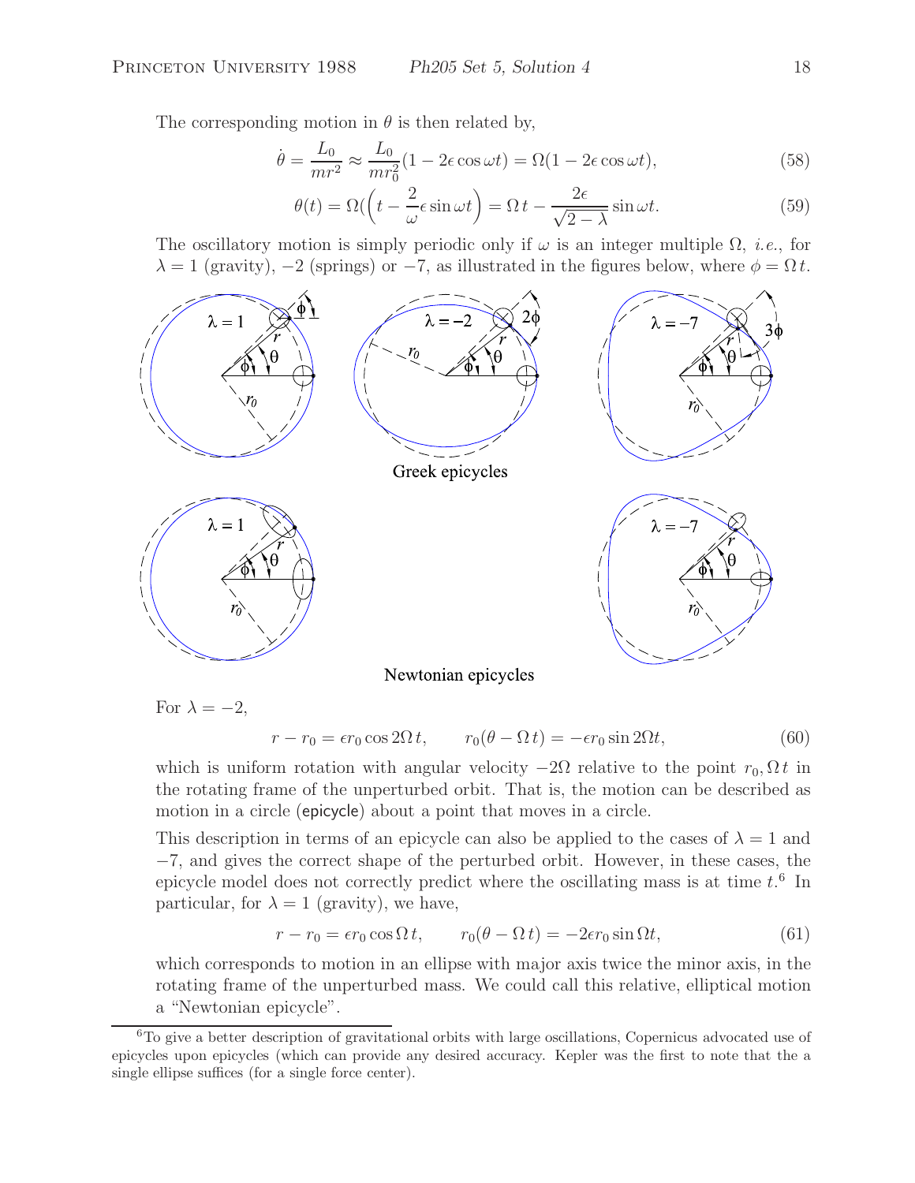The corresponding motion in $\theta$ is then related by,

$$\dot{\theta} = \frac{L_0}{mr^2} \approx \frac{L_0}{mr_0^2}(1 - 2\epsilon \cos \omega t) = \Omega(1 - 2\epsilon \cos \omega t), \tag{58}$$

$$\theta(t) = \Omega\Big(\Big(t - \frac{2}{\omega}\epsilon \sin \omega t\Big) = \Omega\, t - \frac{2\epsilon}{\sqrt{2-\lambda}} \sin \omega t. \tag{59}$$

The oscillatory motion is simply periodic only if $\omega$ is an integer multiple $\Omega$, *i.e.*, for $\lambda = 1$ (gravity), $-2$ (springs) or $-7$, as illustrated in the figures below, where $\phi = \Omega\, t$.

Greek epicycles

Newtonian epicycles

For $\lambda = -2$,

$$r - r_0 = \epsilon r_0 \cos 2\Omega\, t, \qquad r_0(\theta - \Omega\, t) = -\epsilon r_0 \sin 2\Omega t, \tag{60}$$

which is uniform rotation with angular velocity $-2\Omega$ relative to the point $r_0, \Omega\, t$ in the rotating frame of the unperturbed orbit. That is, the motion can be described as motion in a circle (epicycle) about a point that moves in a circle.

This description in terms of an epicycle can also be applied to the cases of $\lambda = 1$ and $-7$, and gives the correct shape of the perturbed orbit. However, in these cases, the epicycle model does not correctly predict where the oscillating mass is at time $t$.[6] In particular, for $\lambda = 1$ (gravity), we have,

$$r - r_0 = \epsilon r_0 \cos \Omega\, t, \qquad r_0(\theta - \Omega\, t) = -2\epsilon r_0 \sin \Omega t, \tag{61}$$

which corresponds to motion in an ellipse with major axis twice the minor axis, in the rotating frame of the unperturbed mass. We could call this relative, elliptical motion a "Newtonian epicycle".

---

[6] To give a better description of gravitational orbits with large oscillations, Copernicus advocated use of epicycles upon epicycles (which can provide any desired accuracy. Kepler was the first to note that the a single ellipse suffices (for a single force center).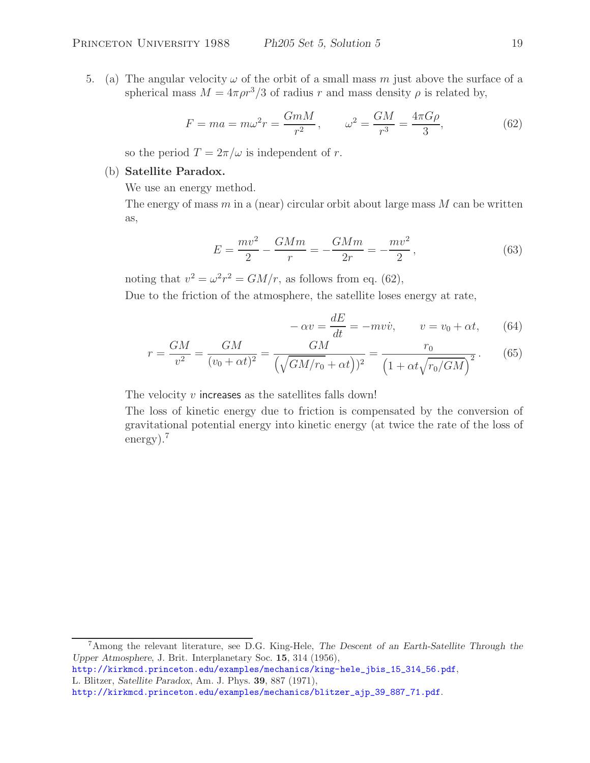5. (a) The angular velocity $\omega$ of the orbit of a small mass $m$ just above the surface of a spherical mass $M = 4\pi\rho r^3/3$ of radius $r$ and mass density $\rho$ is related by,

$$F = ma = m\omega^2 r = \frac{GmM}{r^2}, \qquad \omega^2 = \frac{GM}{r^3} = \frac{4\pi G\rho}{3}, \tag{62}$$

so the period $T = 2\pi/\omega$ is independent of $r$.

(b) **Satellite Paradox.**

We use an energy method.

The energy of mass $m$ in a (near) circular orbit about large mass $M$ can be written as,

$$E = \frac{mv^2}{2} - \frac{GMm}{r} = -\frac{GMm}{2r} = -\frac{mv^2}{2}, \tag{63}$$

noting that $v^2 = \omega^2 r^2 = GM/r$, as follows from eq. (62),

Due to the friction of the atmosphere, the satellite loses energy at rate,

$$-\alpha v = \frac{dE}{dt} = -mv\dot{v}, \qquad v = v_0 + \alpha t, \tag{64}$$

$$r = \frac{GM}{v^2} = \frac{GM}{(v_0 + \alpha t)^2} = \frac{GM}{\left(\sqrt{GM/r_0} + \alpha t\right)^2} = \frac{r_0}{\left(1 + \alpha t\sqrt{r_0/GM}\right)^2}. \tag{65}$$

The velocity $v$ increases as the satellites falls down!

The loss of kinetic energy due to friction is compensated by the conversion of gravitational potential energy into kinetic energy (at twice the rate of the loss of energy).[7]

---

[7] Among the relevant literature, see D.G. King-Hele, *The Descent of an Earth-Satellite Through the Upper Atmosphere*, J. Brit. Interplanetary Soc. **15**, 314 (1956),
http://kirkmcd.princeton.edu/examples/mechanics/king-hele_jbis_15_314_56.pdf,
L. Blitzer, *Satellite Paradox*, Am. J. Phys. **39**, 887 (1971),
http://kirkmcd.princeton.edu/examples/mechanics/blitzer_ajp_39_887_71.pdf.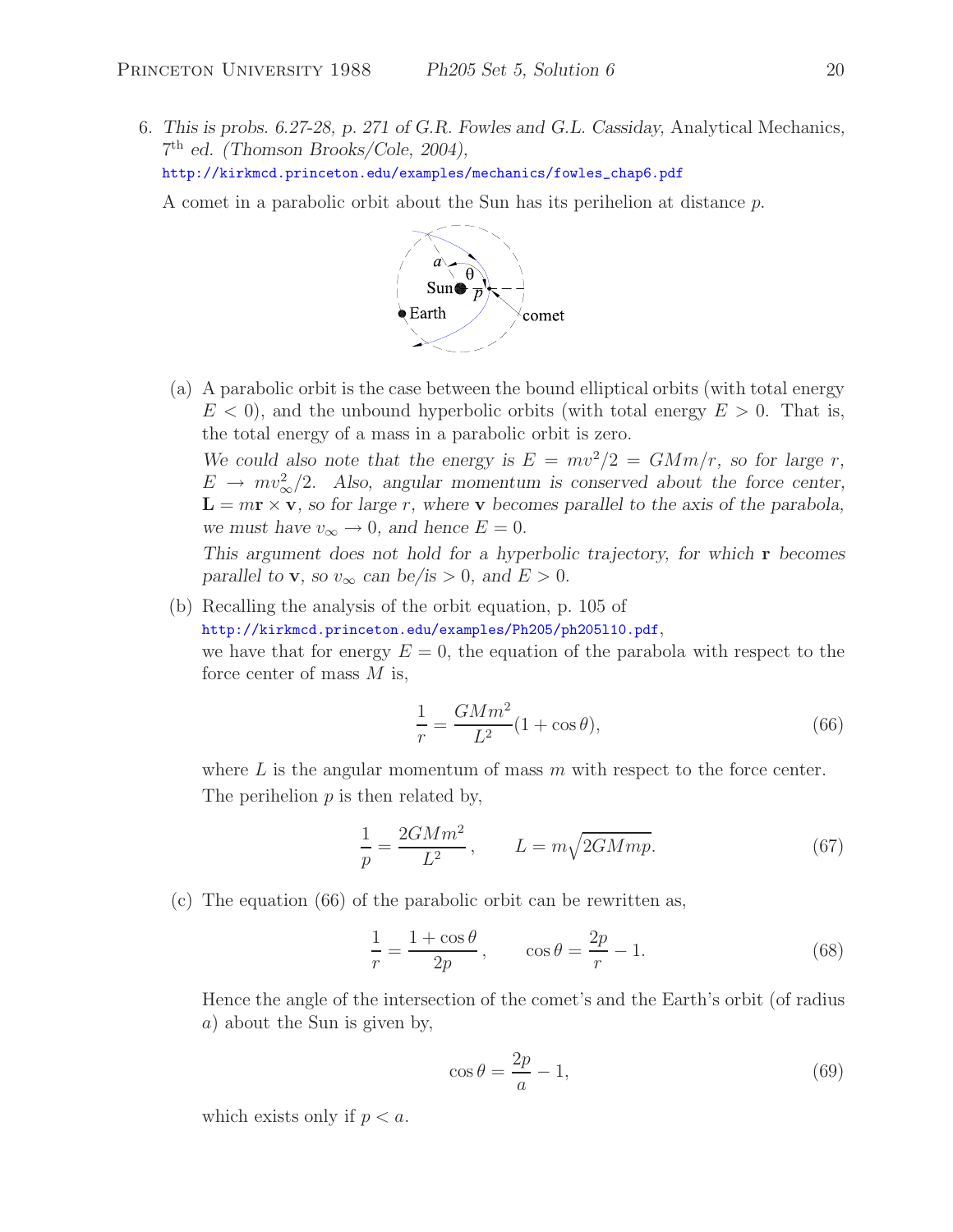6. *This is probs. 6.27-28, p. 271 of G.R. Fowles and G.L. Cassiday,* Analytical Mechanics, *7*th *ed. (Thomson Brooks/Cole, 2004),*
http://kirkmcd.princeton.edu/examples/mechanics/fowles_chap6.pdf

A comet in a parabolic orbit about the Sun has its perihelion at distance $p$.

(a) A parabolic orbit is the case between the bound elliptical orbits (with total energy $E < 0$), and the unbound hyperbolic orbits (with total energy $E > 0$. That is, the total energy of a mass in a parabolic orbit is zero.

*We could also note that the energy is* $E = mv^2/2 = GMm/r$, *so for large* $r$, $E \to mv_\infty^2/2$. *Also, angular momentum is conserved about the force center,* $\mathbf{L} = m\mathbf{r} \times \mathbf{v}$, *so for large* $r$, *where* $\mathbf{v}$ *becomes parallel to the axis of the parabola, we must have* $v_\infty \to 0$, *and hence* $E = 0$.

*This argument does not hold for a hyperbolic trajectory, for which* $\mathbf{r}$ *becomes parallel to* $\mathbf{v}$, *so* $v_\infty$ *can be/is* $> 0$, *and* $E > 0$.

(b) Recalling the analysis of the orbit equation, p. 105 of
http://kirkmcd.princeton.edu/examples/Ph205/ph205l10.pdf,
we have that for energy $E = 0$, the equation of the parabola with respect to the force center of mass $M$ is,

$$\frac{1}{r} = \frac{GMm^2}{L^2}(1 + \cos\theta), \tag{66}$$

where $L$ is the angular momentum of mass $m$ with respect to the force center. The perihelion $p$ is then related by,

$$\frac{1}{p} = \frac{2GMm^2}{L^2}, \qquad L = m\sqrt{2GMmp}. \tag{67}$$

(c) The equation (66) of the parabolic orbit can be rewritten as,

$$\frac{1}{r} = \frac{1 + \cos\theta}{2p}, \qquad \cos\theta = \frac{2p}{r} - 1. \tag{68}$$

Hence the angle of the intersection of the comet's and the Earth's orbit (of radius $a$) about the Sun is given by,

$$\cos\theta = \frac{2p}{a} - 1, \tag{69}$$

which exists only if $p < a$.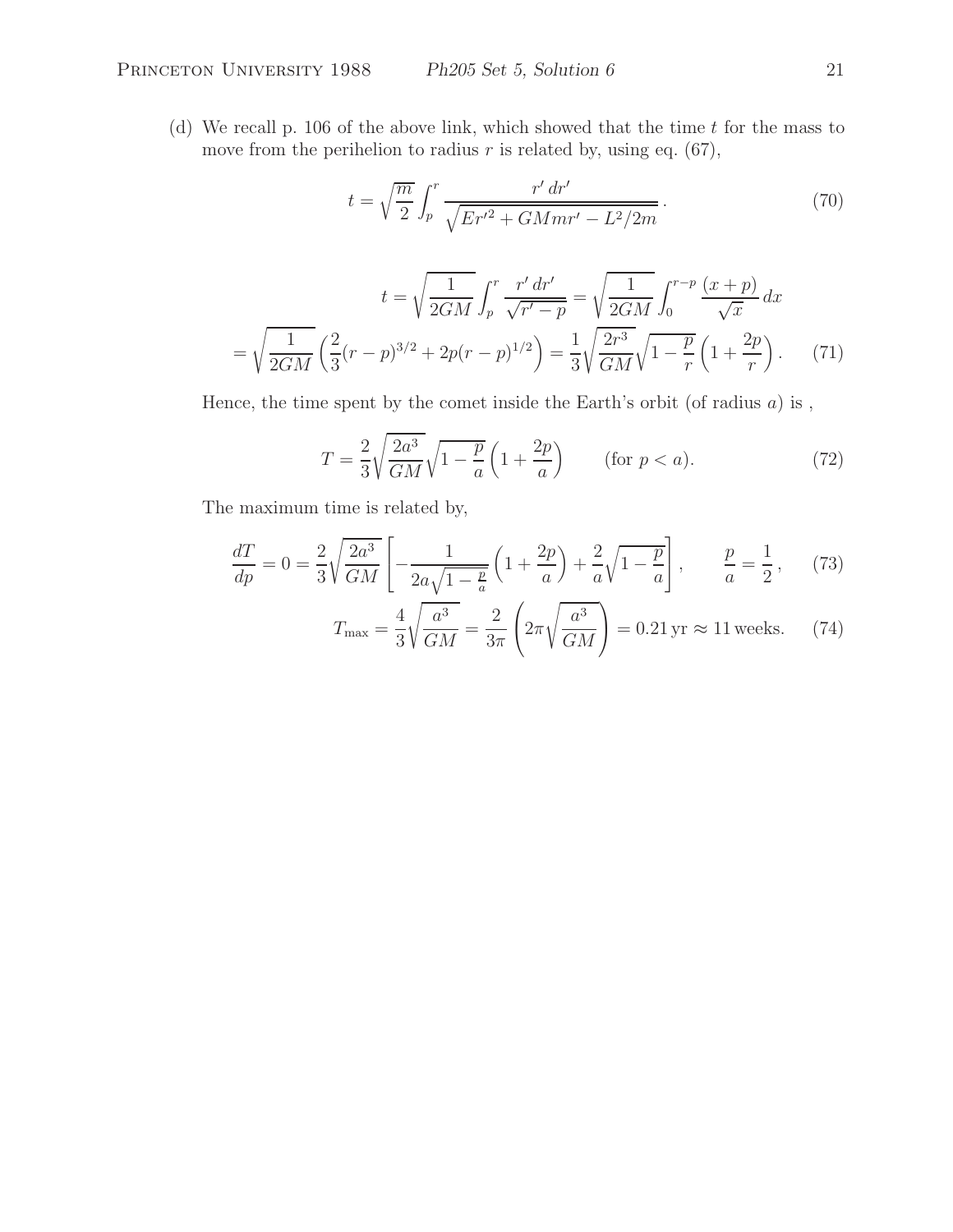(d) We recall p. 106 of the above link, which showed that the time $t$ for the mass to move from the perihelion to radius $r$ is related by, using eq. (67),

$$t = \sqrt{\frac{m}{2}} \int_p^r \frac{r' \, dr'}{\sqrt{Er'^2 + GMmr' - L^2/2m}} \,. \tag{70}$$

$$t = \sqrt{\frac{1}{2GM}} \int_p^r \frac{r' \, dr'}{\sqrt{r' - p}} = \sqrt{\frac{1}{2GM}} \int_0^{r-p} \frac{(x+p)}{\sqrt{x}} \, dx$$
$$= \sqrt{\frac{1}{2GM}} \left( \frac{2}{3}(r-p)^{3/2} + 2p(r-p)^{1/2} \right) = \frac{1}{3} \sqrt{\frac{2r^3}{GM}} \sqrt{1 - \frac{p}{r}} \left( 1 + \frac{2p}{r} \right). \tag{71}$$

Hence, the time spent by the comet inside the Earth's orbit (of radius $a$) is ,

$$T = \frac{2}{3} \sqrt{\frac{2a^3}{GM}} \sqrt{1 - \frac{p}{a}} \left( 1 + \frac{2p}{a} \right) \qquad \text{(for } p < a\text{)}. \tag{72}$$

The maximum time is related by,

$$\frac{dT}{dp} = 0 = \frac{2}{3} \sqrt{\frac{2a^3}{GM}} \left[ -\frac{1}{2a\sqrt{1 - \frac{p}{a}}} \left( 1 + \frac{2p}{a} \right) + \frac{2}{a} \sqrt{1 - \frac{p}{a}} \right], \qquad \frac{p}{a} = \frac{1}{2}, \tag{73}$$

$$T_{\max} = \frac{4}{3} \sqrt{\frac{a^3}{GM}} = \frac{2}{3\pi} \left( 2\pi \sqrt{\frac{a^3}{GM}} \right) = 0.21 \, \text{yr} \approx 11 \, \text{weeks}. \tag{74}$$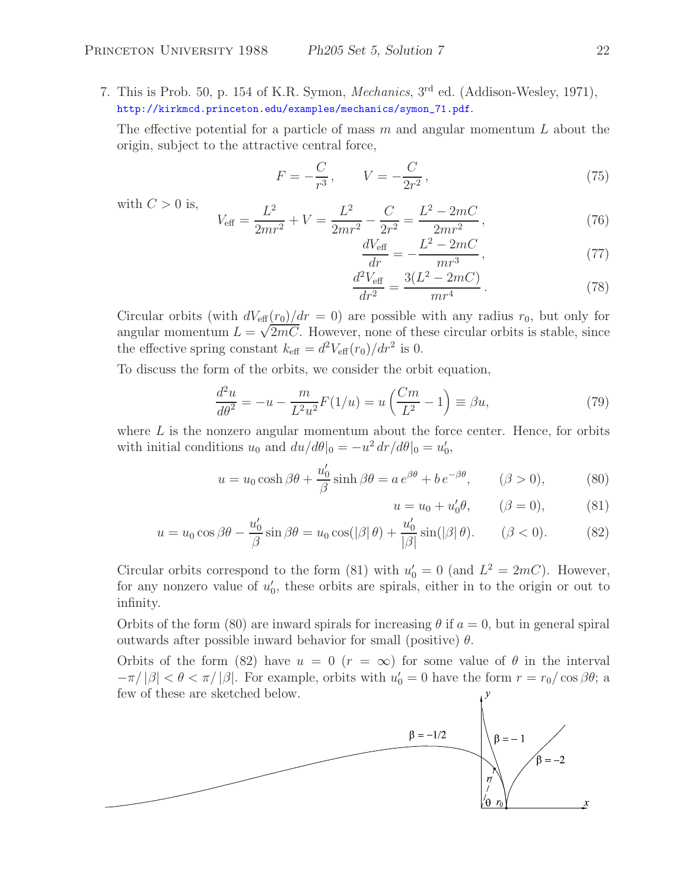7. This is Prob. 50, p. 154 of K.R. Symon, *Mechanics*, 3rd ed. (Addison-Wesley, 1971), http://kirkmcd.princeton.edu/examples/mechanics/symon_71.pdf.

The effective potential for a particle of mass $m$ and angular momentum $L$ about the origin, subject to the attractive central force,

$$F = -\frac{C}{r^3}, \qquad V = -\frac{C}{2r^2}, \tag{75}$$

with $C > 0$ is,

$$V_{\text{eff}} = \frac{L^2}{2mr^2} + V = \frac{L^2}{2mr^2} - \frac{C}{2r^2} = \frac{L^2 - 2mC}{2mr^2}, \tag{76}$$

$$\frac{dV_{\text{eff}}}{dr} = -\frac{L^2 - 2mC}{mr^3}, \tag{77}$$

$$\frac{d^2V_{\text{eff}}}{dr^2} = \frac{3(L^2 - 2mC)}{mr^4}. \tag{78}$$

Circular orbits (with $dV_{\text{eff}}(r_0)/dr = 0$) are possible with any radius $r_0$, but only for angular momentum $L = \sqrt{2mC}$. However, none of these circular orbits is stable, since the effective spring constant $k_{\text{eff}} = d^2V_{\text{eff}}(r_0)/dr^2$ is 0.

To discuss the form of the orbits, we consider the orbit equation,

$$\frac{d^2u}{d\theta^2} = -u - \frac{m}{L^2u^2}F(1/u) = u\left(\frac{Cm}{L^2} - 1\right) \equiv \beta u, \tag{79}$$

where $L$ is the nonzero angular momentum about the force center. Hence, for orbits with initial conditions $u_0$ and $du/d\theta|_0 = -u^2\, dr/d\theta|_0 = u_0'$,

$$u = u_0 \cosh\beta\theta + \frac{u_0'}{\beta}\sinh\beta\theta = a\, e^{\beta\theta} + b\, e^{-\beta\theta}, \qquad (\beta > 0), \tag{80}$$

$$u = u_0 + u_0'\theta, \qquad (\beta = 0), \tag{81}$$

$$u = u_0 \cos\beta\theta - \frac{u_0'}{\beta}\sin\beta\theta = u_0\cos(|\beta|\,\theta) + \frac{u_0'}{|\beta|}\sin(|\beta|\,\theta). \qquad (\beta < 0). \tag{82}$$

Circular orbits correspond to the form (81) with $u_0' = 0$ (and $L^2 = 2mC$). However, for any nonzero value of $u_0'$, these orbits are spirals, either in to the origin or out to infinity.

Orbits of the form (80) are inward spirals for increasing $\theta$ if $a = 0$, but in general spiral outwards after possible inward behavior for small (positive) $\theta$.

Orbits of the form (82) have $u = 0$ ($r = \infty$) for some value of $\theta$ in the interval $-\pi/|\beta| < \theta < \pi/|\beta|$. For example, orbits with $u_0' = 0$ have the form $r = r_0/\cos\beta\theta$; a few of these are sketched below.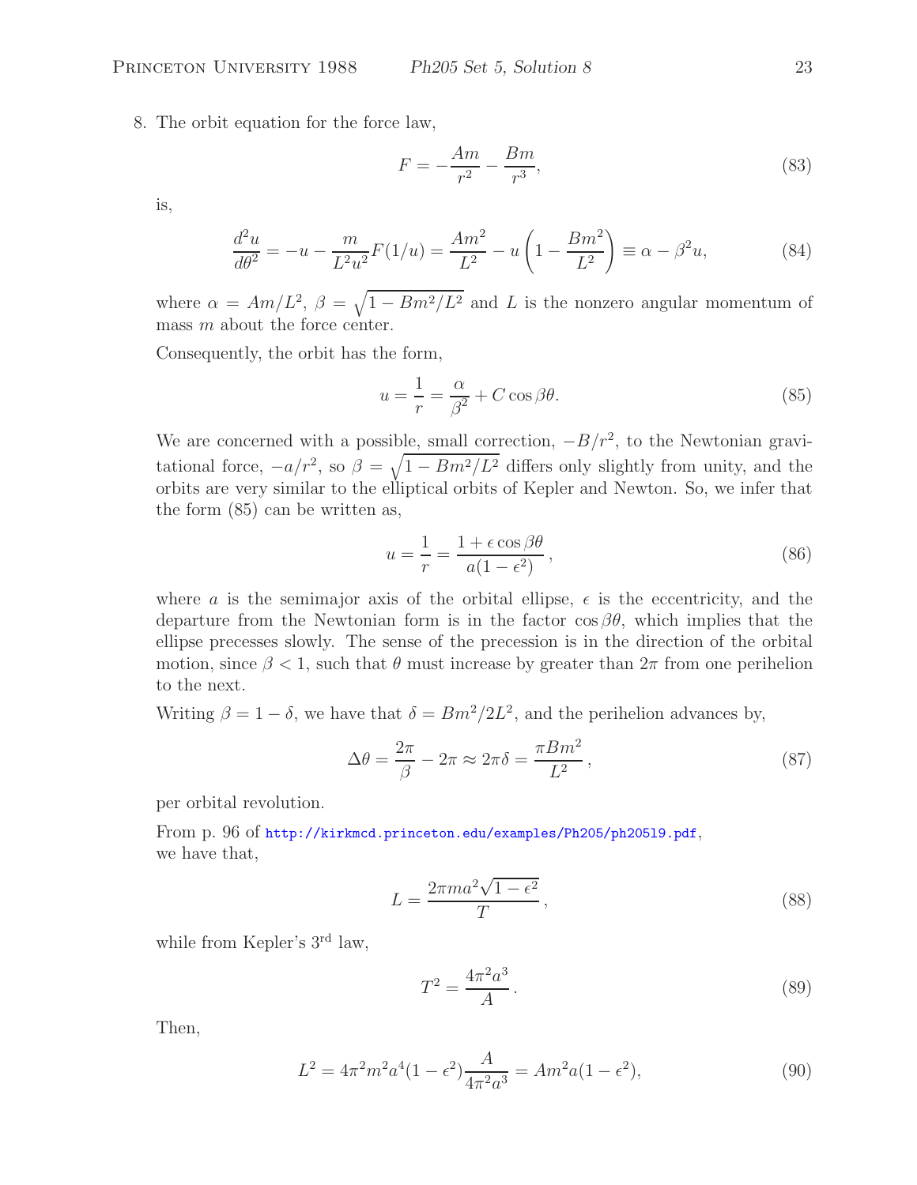8. The orbit equation for the force law,

$$F = -\frac{Am}{r^2} - \frac{Bm}{r^3}, \tag{83}$$

is,

$$\frac{d^2u}{d\theta^2} = -u - \frac{m}{L^2u^2}F(1/u) = \frac{Am^2}{L^2} - u\left(1 - \frac{Bm^2}{L^2}\right) \equiv \alpha - \beta^2 u, \tag{84}$$

where $\alpha = Am/L^2$, $\beta = \sqrt{1 - Bm^2/L^2}$ and $L$ is the nonzero angular momentum of mass $m$ about the force center.

Consequently, the orbit has the form,

$$u = \frac{1}{r} = \frac{\alpha}{\beta^2} + C\cos\beta\theta. \tag{85}$$

We are concerned with a possible, small correction, $-B/r^2$, to the Newtonian gravitational force, $-a/r^2$, so $\beta = \sqrt{1 - Bm^2/L^2}$ differs only slightly from unity, and the orbits are very similar to the elliptical orbits of Kepler and Newton. So, we infer that the form (85) can be written as,

$$u = \frac{1}{r} = \frac{1 + \epsilon\cos\beta\theta}{a(1 - \epsilon^2)}, \tag{86}$$

where $a$ is the semimajor axis of the orbital ellipse, $\epsilon$ is the eccentricity, and the departure from the Newtonian form is in the factor $\cos\beta\theta$, which implies that the ellipse precesses slowly. The sense of the precession is in the direction of the orbital motion, since $\beta < 1$, such that $\theta$ must increase by greater than $2\pi$ from one perihelion to the next.

Writing $\beta = 1 - \delta$, we have that $\delta = Bm^2/2L^2$, and the perihelion advances by,

$$\Delta\theta = \frac{2\pi}{\beta} - 2\pi \approx 2\pi\delta = \frac{\pi B m^2}{L^2}, \tag{87}$$

per orbital revolution.

From p. 96 of http://kirkmcd.princeton.edu/examples/Ph205/ph205l9.pdf, we have that,

$$L = \frac{2\pi m a^2\sqrt{1 - \epsilon^2}}{T}, \tag{88}$$

while from Kepler's 3rd law,

$$T^2 = \frac{4\pi^2 a^3}{A}. \tag{89}$$

Then,

$$L^2 = 4\pi^2 m^2 a^4(1 - \epsilon^2)\frac{A}{4\pi^2 a^3} = Am^2 a(1 - \epsilon^2), \tag{90}$$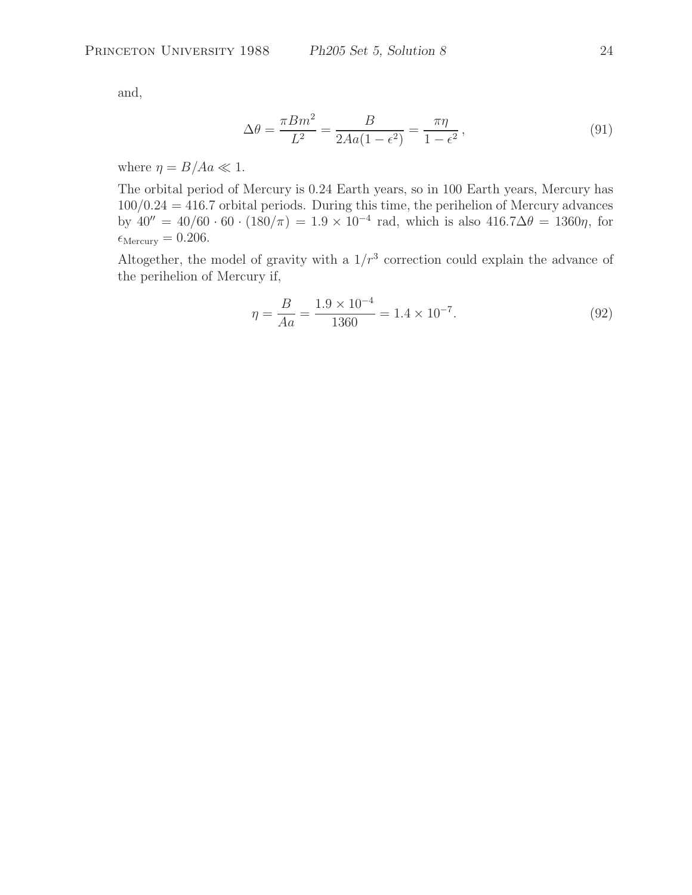and,

$$\Delta\theta = \frac{\pi B m^2}{L^2} = \frac{B}{2Aa(1-\epsilon^2)} = \frac{\pi\eta}{1-\epsilon^2}\,, \tag{91}$$

where $\eta = B/Aa \ll 1$.

The orbital period of Mercury is 0.24 Earth years, so in 100 Earth years, Mercury has $100/0.24 = 416.7$ orbital periods. During this time, the perihelion of Mercury advances by $40'' = 40/60 \cdot 60 \cdot (180/\pi) = 1.9 \times 10^{-4}$ rad, which is also $416.7\Delta\theta = 1360\eta$, for $\epsilon_{\rm Mercury} = 0.206$.

Altogether, the model of gravity with a $1/r^3$ correction could explain the advance of the perihelion of Mercury if,

$$\eta = \frac{B}{Aa} = \frac{1.9 \times 10^{-4}}{1360} = 1.4 \times 10^{-7}. \tag{92}$$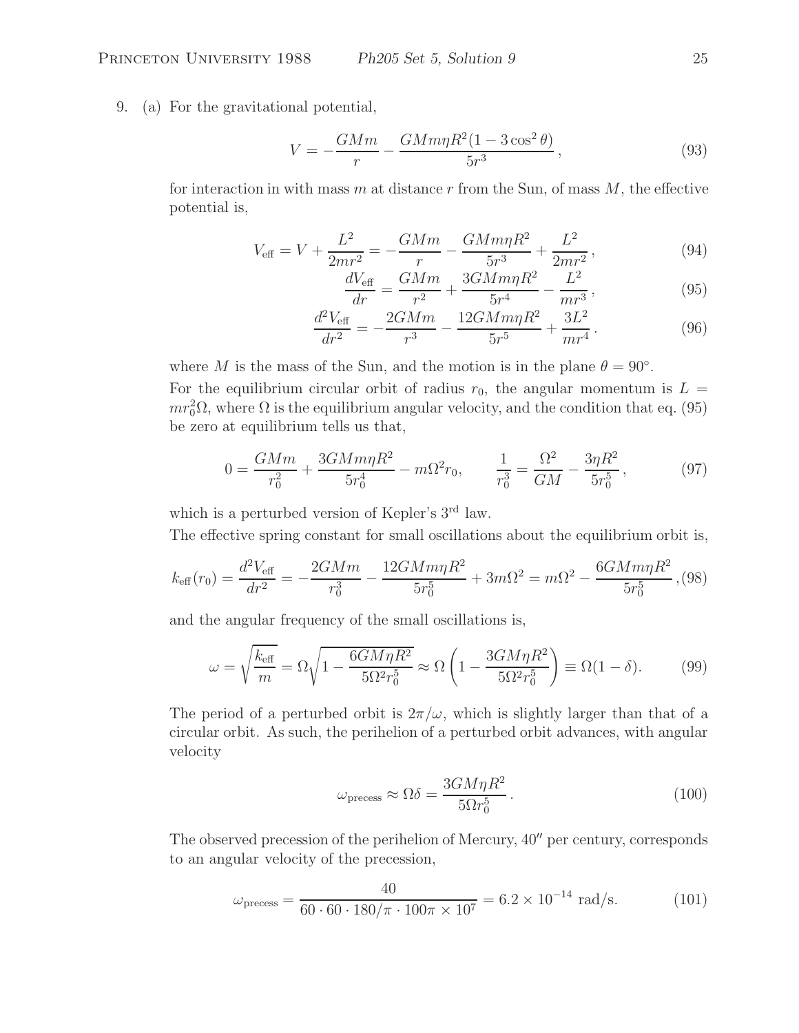9. (a) For the gravitational potential,

$$V = -\frac{GMm}{r} - \frac{GMm\eta R^2(1 - 3\cos^2\theta)}{5r^3}, \tag{93}$$

for interaction in with mass $m$ at distance $r$ from the Sun, of mass $M$, the effective potential is,

$$V_{\rm eff} = V + \frac{L^2}{2mr^2} = -\frac{GMm}{r} - \frac{GMm\eta R^2}{5r^3} + \frac{L^2}{2mr^2}, \tag{94}$$

$$\frac{dV_{\rm eff}}{dr} = \frac{GMm}{r^2} + \frac{3GMm\eta R^2}{5r^4} - \frac{L^2}{mr^3}, \tag{95}$$

$$\frac{d^2V_{\rm eff}}{dr^2} = -\frac{2GMm}{r^3} - \frac{12GMm\eta R^2}{5r^5} + \frac{3L^2}{mr^4}. \tag{96}$$

where $M$ is the mass of the Sun, and the motion is in the plane $\theta = 90^\circ$.

For the equilibrium circular orbit of radius $r_0$, the angular momentum is $L = mr_0^2\Omega$, where $\Omega$ is the equilibrium angular velocity, and the condition that eq. (95) be zero at equilibrium tells us that,

$$0 = \frac{GMm}{r_0^2} + \frac{3GMm\eta R^2}{5r_0^4} - m\Omega^2 r_0, \qquad \frac{1}{r_0^3} = \frac{\Omega^2}{GM} - \frac{3\eta R^2}{5r_0^5}, \tag{97}$$

which is a perturbed version of Kepler's 3rd law.

The effective spring constant for small oscillations about the equilibrium orbit is,

$$k_{\rm eff}(r_0) = \frac{d^2V_{\rm eff}}{dr^2} = -\frac{2GMm}{r_0^3} - \frac{12GMm\eta R^2}{5r_0^5} + 3m\Omega^2 = m\Omega^2 - \frac{6GMm\eta R^2}{5r_0^5}, \tag{98}$$

and the angular frequency of the small oscillations is,

$$\omega = \sqrt{\frac{k_{\rm eff}}{m}} = \Omega\sqrt{1 - \frac{6GM\eta R^2}{5\Omega^2 r_0^5}} \approx \Omega\left(1 - \frac{3GM\eta R^2}{5\Omega^2 r_0^5}\right) \equiv \Omega(1 - \delta). \tag{99}$$

The period of a perturbed orbit is $2\pi/\omega$, which is slightly larger than that of a circular orbit. As such, the perihelion of a perturbed orbit advances, with angular velocity

$$\omega_{\rm precess} \approx \Omega\delta = \frac{3GM\eta R^2}{5\Omega r_0^5}. \tag{100}$$

The observed precession of the perihelion of Mercury, $40''$ per century, corresponds to an angular velocity of the precession,

$$\omega_{\rm precess} = \frac{40}{60 \cdot 60 \cdot 180/\pi \cdot 100\pi \times 10^7} = 6.2 \times 10^{-14}\ \text{rad/s}. \tag{101}$$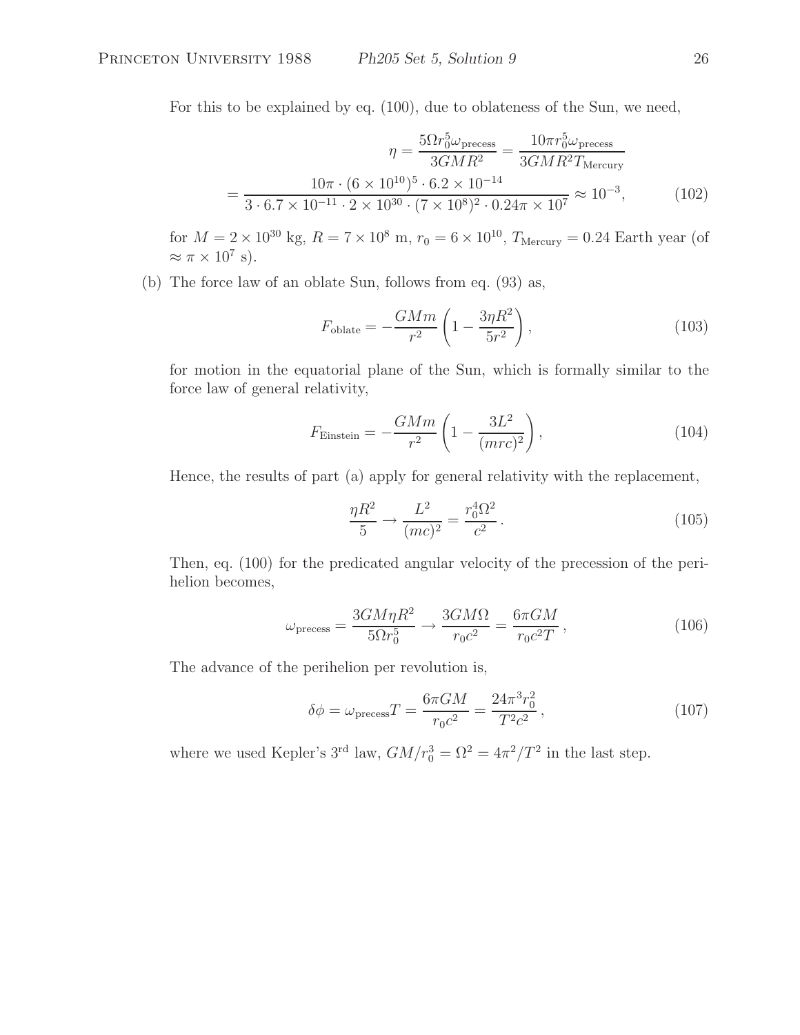For this to be explained by eq. (100), due to oblateness of the Sun, we need,

$$\eta = \frac{5\Omega r_0^5 \omega_{\rm precess}}{3GMR^2} = \frac{10\pi r_0^5 \omega_{\rm precess}}{3GMR^2 T_{\rm Mercury}}$$

$$= \frac{10\pi \cdot (6 \times 10^{10})^5 \cdot 6.2 \times 10^{-14}}{3 \cdot 6.7 \times 10^{-11} \cdot 2 \times 10^{30} \cdot (7 \times 10^8)^2 \cdot 0.24\pi \times 10^7} \approx 10^{-3}, \tag{102}$$

for $M = 2 \times 10^{30}$ kg, $R = 7 \times 10^8$ m, $r_0 = 6 \times 10^{10}$, $T_{\rm Mercury} = 0.24$ Earth year (of $\approx \pi \times 10^7$ s).

(b) The force law of an oblate Sun, follows from eq. (93) as,

$$F_{\rm oblate} = -\frac{GMm}{r^2}\left(1 - \frac{3\eta R^2}{5r^2}\right), \tag{103}$$

for motion in the equatorial plane of the Sun, which is formally similar to the force law of general relativity,

$$F_{\rm Einstein} = -\frac{GMm}{r^2}\left(1 - \frac{3L^2}{(mrc)^2}\right), \tag{104}$$

Hence, the results of part (a) apply for general relativity with the replacement,

$$\frac{\eta R^2}{5} \to \frac{L^2}{(mc)^2} = \frac{r_0^4 \Omega^2}{c^2}\,. \tag{105}$$

Then, eq. (100) for the predicated angular velocity of the precession of the perihelion becomes,

$$\omega_{\rm precess} = \frac{3GM\eta R^2}{5\Omega r_0^5} \to \frac{3GM\Omega}{r_0 c^2} = \frac{6\pi GM}{r_0 c^2 T}\,, \tag{106}$$

The advance of the perihelion per revolution is,

$$\delta\phi = \omega_{\rm precess} T = \frac{6\pi GM}{r_0 c^2} = \frac{24\pi^3 r_0^2}{T^2 c^2}\,, \tag{107}$$

where we used Kepler's 3rd law, $GM/r_0^3 = \Omega^2 = 4\pi^2/T^2$ in the last step.